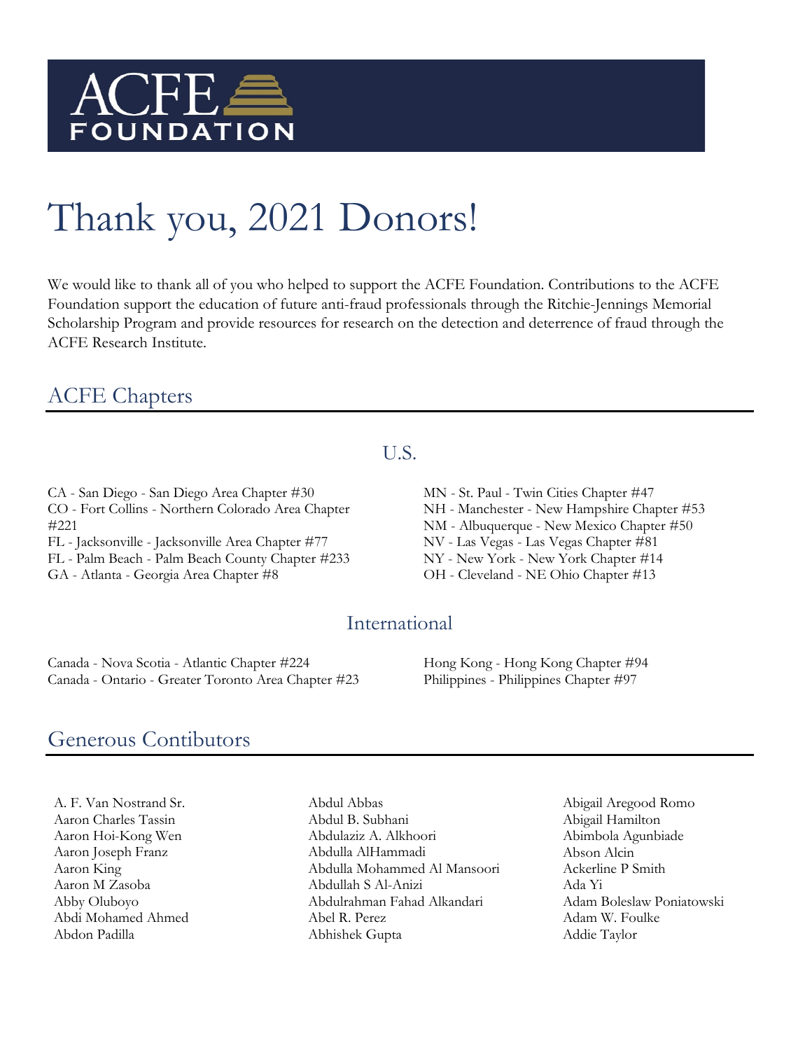ACFE FOUNDATION

# Thank you, 2021 Donors!

We would like to thank all of you who helped to support the ACFE Foundation. Contributions to the ACFE Foundation support the education of future anti-fraud professionals through the Ritchie-Jennings Memorial Scholarship Program and provide resources for research on the detection and deterrence of fraud through the ACFE Research Institute.

## ACFE Chapters

### U.S.

CA - San Diego - San Diego Area Chapter #30
CO - Fort Collins - Northern Colorado Area Chapter #221
FL - Jacksonville - Jacksonville Area Chapter #77
FL - Palm Beach - Palm Beach County Chapter #233
GA - Atlanta - Georgia Area Chapter #8
MN - St. Paul - Twin Cities Chapter #47
NH - Manchester - New Hampshire Chapter #53
NM - Albuquerque - New Mexico Chapter #50
NV - Las Vegas - Las Vegas Chapter #81
NY - New York - New York Chapter #14
OH - Cleveland - NE Ohio Chapter #13

### International

Canada - Nova Scotia - Atlantic Chapter #224
Canada - Ontario - Greater Toronto Area Chapter #23
Hong Kong - Hong Kong Chapter #94
Philippines - Philippines Chapter #97

## Generous Contibutors

A. F. Van Nostrand Sr.
Aaron Charles Tassin
Aaron Hoi-Kong Wen
Aaron Joseph Franz
Aaron King
Aaron M Zasoba
Abby Oluboyo
Abdi Mohamed Ahmed
Abdon Padilla
Abdul Abbas
Abdul B. Subhani
Abdulaziz A. Alkhoori
Abdulla AlHammadi
Abdulla Mohammed Al Mansoori
Abdullah S Al-Anizi
Abdulrahman Fahad Alkandari
Abel R. Perez
Abhishek Gupta
Abigail Aregood Romo
Abigail Hamilton
Abimbola Agunbiade
Abson Alcin
Ackerline P Smith
Ada Yi
Adam Boleslaw Poniatowski
Adam W. Foulke
Addie Taylor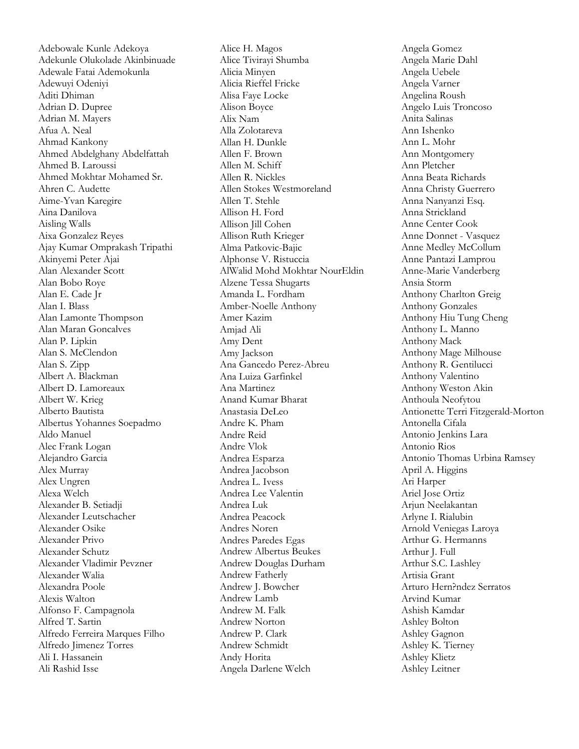Adebowale Kunle Adekoya
Adekunle Olukolade Akinbinuade
Adewale Fatai Ademokunla
Adewuyi Odeniyi
Aditi Dhiman
Adrian D. Dupree
Adrian M. Mayers
Afua A. Neal
Ahmad Kankony
Ahmed Abdelghany Abdelfattah
Ahmed B. Laroussi
Ahmed Mokhtar Mohamed Sr.
Ahren C. Audette
Aime-Yvan Karegire
Aina Danilova
Aisling Walls
Aixa Gonzalez Reyes
Ajay Kumar Omprakash Tripathi
Akinyemi Peter Ajai
Alan Alexander Scott
Alan Bobo Roye
Alan E. Cade Jr
Alan I. Blass
Alan Lamonte Thompson
Alan Maran Goncalves
Alan P. Lipkin
Alan S. McClendon
Alan S. Zipp
Albert A. Blackman
Albert D. Lamoreaux
Albert W. Krieg
Alberto Bautista
Albertus Yohannes Soepadmo
Aldo Manuel
Alec Frank Logan
Alejandro Garcia
Alex Murray
Alex Ungren
Alexa Welch
Alexander B. Setiadji
Alexander Leutschacher
Alexander Osike
Alexander Privo
Alexander Schutz
Alexander Vladimir Pevzner
Alexander Walia
Alexandra Poole
Alexis Walton
Alfonso F. Campagnola
Alfred T. Sartin
Alfredo Ferreira Marques Filho
Alfredo Jimenez Torres
Ali I. Hassanein
Ali Rashid Isse
Alice H. Magos
Alice Tivirayi Shumba
Alicia Minyen
Alicia Rieffel Fricke
Alisa Faye Locke
Alison Boyce
Alix Nam
Alla Zolotareva
Allan H. Dunkle
Allen F. Brown
Allen M. Schiff
Allen R. Nickles
Allen Stokes Westmoreland
Allen T. Stehle
Allison H. Ford
Allison Jill Cohen
Allison Ruth Krieger
Alma Patkovic-Bajic
Alphonse V. Ristuccia
AlWalid Mohd Mokhtar NourEldin
Alzene Tessa Shugarts
Amanda L. Fordham
Amber-Noelle Anthony
Amer Kazim
Amjad Ali
Amy Dent
Amy Jackson
Ana Gancedo Perez-Abreu
Ana Luiza Garfinkel
Ana Martinez
Anand Kumar Bharat
Anastasia DeLeo
Andre K. Pham
Andre Reid
Andre Vlok
Andrea Esparza
Andrea Jacobson
Andrea L. Ivess
Andrea Lee Valentin
Andrea Luk
Andrea Peacock
Andres Noren
Andres Paredes Egas
Andrew Albertus Beukes
Andrew Douglas Durham
Andrew Fatherly
Andrew J. Bowcher
Andrew Lamb
Andrew M. Falk
Andrew Norton
Andrew P. Clark
Andrew Schmidt
Andy Horita
Angela Darlene Welch
Angela Gomez
Angela Marie Dahl
Angela Uebele
Angela Varner
Angelina Roush
Angelo Luis Troncoso
Anita Salinas
Ann Ishenko
Ann L. Mohr
Ann Montgomery
Ann Pletcher
Anna Beata Richards
Anna Christy Guerrero
Anna Nanyanzi Esq.
Anna Strickland
Anne Center Cook
Anne Donnet - Vasquez
Anne Medley McCollum
Anne Pantazi Lamprou
Anne-Marie Vanderberg
Ansia Storm
Anthony Charlton Greig
Anthony Gonzales
Anthony Hiu Tung Cheng
Anthony L. Manno
Anthony Mack
Anthony Mage Milhouse
Anthony R. Gentilucci
Anthony Valentino
Anthony Weston Akin
Anthoula Neofytou
Antionette Terri Fitzgerald-Morton
Antonella Cifala
Antonio Jenkins Lara
Antonio Rios
Antonio Thomas Urbina Ramsey
April A. Higgins
Ari Harper
Ariel Jose Ortiz
Arjun Neelakantan
Arlyne I. Rialubin
Arnold Veniegas Laroya
Arthur G. Hermanns
Arthur J. Full
Arthur S.C. Lashley
Artisia Grant
Arturo Hern?ndez Serratos
Arvind Kumar
Ashish Kamdar
Ashley Bolton
Ashley Gagnon
Ashley K. Tierney
Ashley Klietz
Ashley Leitner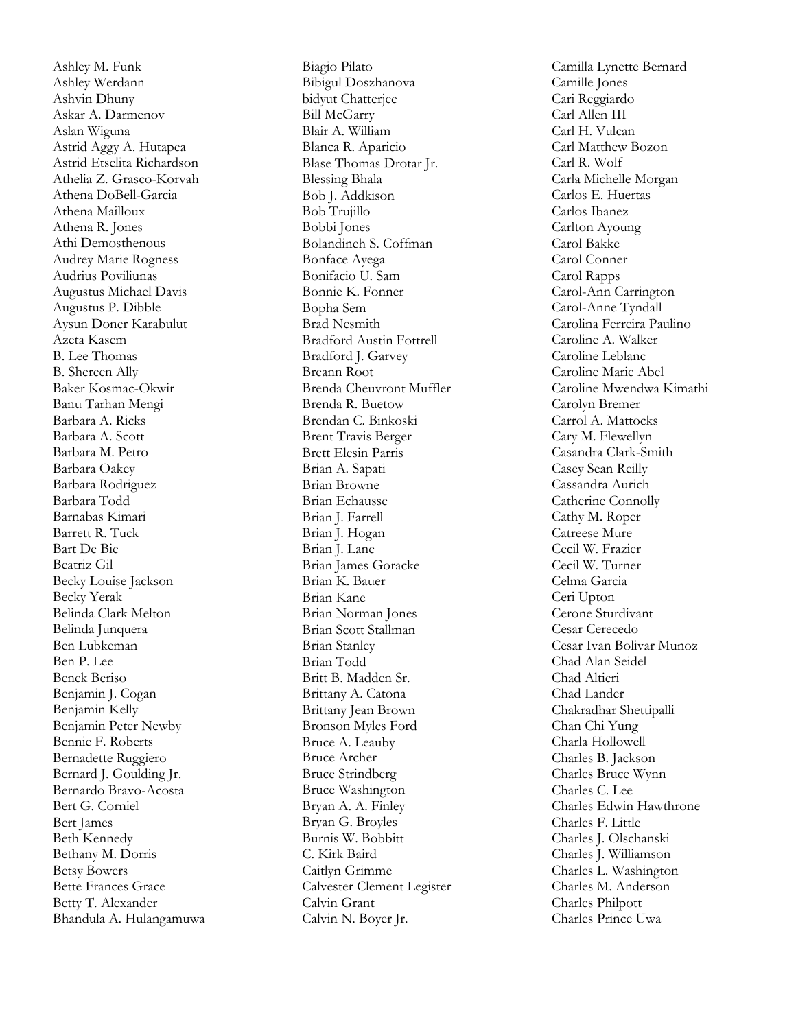Ashley M. Funk
Ashley Werdann
Ashvin Dhuny
Askar A. Darmenov
Aslan Wiguna
Astrid Aggy A. Hutapea
Astrid Etselita Richardson
Athelia Z. Grasco-Korvah
Athena DoBell-Garcia
Athena Mailloux
Athena R. Jones
Athi Demosthenous
Audrey Marie Rogness
Audrius Poviliunas
Augustus Michael Davis
Augustus P. Dibble
Aysun Doner Karabulut
Azeta Kasem
B. Lee Thomas
B. Shereen Ally
Baker Kosmac-Okwir
Banu Tarhan Mengi
Barbara A. Ricks
Barbara A. Scott
Barbara M. Petro
Barbara Oakey
Barbara Rodriguez
Barbara Todd
Barnabas Kimari
Barrett R. Tuck
Bart De Bie
Beatriz Gil
Becky Louise Jackson
Becky Yerak
Belinda Clark Melton
Belinda Junquera
Ben Lubkeman
Ben P. Lee
Benek Beriso
Benjamin J. Cogan
Benjamin Kelly
Benjamin Peter Newby
Bennie F. Roberts
Bernadette Ruggiero
Bernard J. Goulding Jr.
Bernardo Bravo-Acosta
Bert G. Corniel
Bert James
Beth Kennedy
Bethany M. Dorris
Betsy Bowers
Bette Frances Grace
Betty T. Alexander
Bhandula A. Hulangamuwa
Biagio Pilato
Bibigul Doszhanova
bidyut Chatterjee
Bill McGarry
Blair A. William
Blanca R. Aparicio
Blase Thomas Drotar Jr.
Blessing Bhala
Bob J. Addkison
Bob Trujillo
Bobbi Jones
Bolandineh S. Coffman
Bonface Ayega
Bonifacio U. Sam
Bonnie K. Fonner
Bopha Sem
Brad Nesmith
Bradford Austin Fottrell
Bradford J. Garvey
Breann Root
Brenda Cheuvront Muffler
Brenda R. Buetow
Brendan C. Binkoski
Brent Travis Berger
Brett Elesin Parris
Brian A. Sapati
Brian Browne
Brian Echausse
Brian J. Farrell
Brian J. Hogan
Brian J. Lane
Brian James Goracke
Brian K. Bauer
Brian Kane
Brian Norman Jones
Brian Scott Stallman
Brian Stanley
Brian Todd
Britt B. Madden Sr.
Brittany A. Catona
Brittany Jean Brown
Bronson Myles Ford
Bruce A. Leauby
Bruce Archer
Bruce Strindberg
Bruce Washington
Bryan A. A. Finley
Bryan G. Broyles
Burnis W. Bobbitt
C. Kirk Baird
Caitlyn Grimme
Calvester Clement Legister
Calvin Grant
Calvin N. Boyer Jr.
Camilla Lynette Bernard
Camille Jones
Cari Reggiardo
Carl Allen III
Carl H. Vulcan
Carl Matthew Bozon
Carl R. Wolf
Carla Michelle Morgan
Carlos E. Huertas
Carlos Ibanez
Carlton Ayoung
Carol Bakke
Carol Conner
Carol Rapps
Carol-Ann Carrington
Carol-Anne Tyndall
Carolina Ferreira Paulino
Caroline A. Walker
Caroline Leblanc
Caroline Marie Abel
Caroline Mwendwa Kimathi
Carolyn Bremer
Carrol A. Mattocks
Cary M. Flewellyn
Casandra Clark-Smith
Casey Sean Reilly
Cassandra Aurich
Catherine Connolly
Cathy M. Roper
Catreese Mure
Cecil W. Frazier
Cecil W. Turner
Celma Garcia
Ceri Upton
Cerone Sturdivant
Cesar Cerecedo
Cesar Ivan Bolivar Munoz
Chad Alan Seidel
Chad Altieri
Chad Lander
Chakradhar Shettipalli
Chan Chi Yung
Charla Hollowell
Charles B. Jackson
Charles Bruce Wynn
Charles C. Lee
Charles Edwin Hawthrone
Charles F. Little
Charles J. Olschanski
Charles J. Williamson
Charles L. Washington
Charles M. Anderson
Charles Philpott
Charles Prince Uwa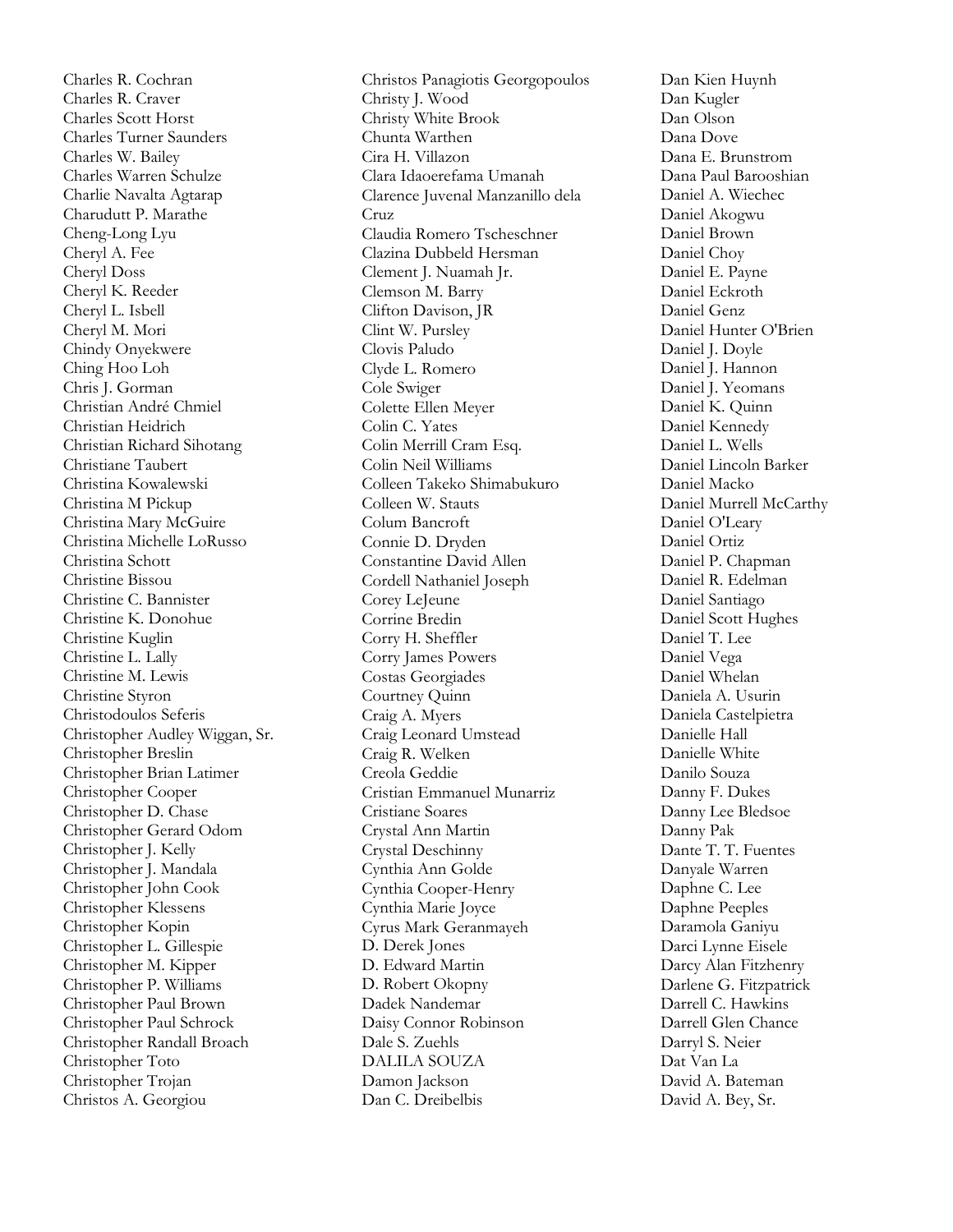Charles R. Cochran
Charles R. Craver
Charles Scott Horst
Charles Turner Saunders
Charles W. Bailey
Charles Warren Schulze
Charlie Navalta Agtarap
Charudutt P. Marathe
Cheng-Long Lyu
Cheryl A. Fee
Cheryl Doss
Cheryl K. Reeder
Cheryl L. Isbell
Cheryl M. Mori
Chindy Onyekwere
Ching Hoo Loh
Chris J. Gorman
Christian André Chmiel
Christian Heidrich
Christian Richard Sihotang
Christiane Taubert
Christina Kowalewski
Christina M Pickup
Christina Mary McGuire
Christina Michelle LoRusso
Christina Schott
Christine Bissou
Christine C. Bannister
Christine K. Donohue
Christine Kuglin
Christine L. Lally
Christine M. Lewis
Christine Styron
Christodoulos Seferis
Christopher Audley Wiggan, Sr.
Christopher Breslin
Christopher Brian Latimer
Christopher Cooper
Christopher D. Chase
Christopher Gerard Odom
Christopher J. Kelly
Christopher J. Mandala
Christopher John Cook
Christopher Klessens
Christopher Kopin
Christopher L. Gillespie
Christopher M. Kipper
Christopher P. Williams
Christopher Paul Brown
Christopher Paul Schrock
Christopher Randall Broach
Christopher Toto
Christopher Trojan
Christos A. Georgiou
Christos Panagiotis Georgopoulos
Christy J. Wood
Christy White Brook
Chunta Warthen
Cira H. Villazon
Clara Idaoerefama Umanah
Clarence Juvenal Manzanillo dela Cruz
Claudia Romero Tscheschner
Clazina Dubbeld Hersman
Clement J. Nuamah Jr.
Clemson M. Barry
Clifton Davison, JR
Clint W. Pursley
Clovis Paludo
Clyde L. Romero
Cole Swiger
Colette Ellen Meyer
Colin C. Yates
Colin Merrill Cram Esq.
Colin Neil Williams
Colleen Takeko Shimabukuro
Colleen W. Stauts
Colum Bancroft
Connie D. Dryden
Constantine David Allen
Cordell Nathaniel Joseph
Corey LeJeune
Corrine Bredin
Corry H. Sheffler
Corry James Powers
Costas Georgiades
Courtney Quinn
Craig A. Myers
Craig Leonard Umstead
Craig R. Welken
Creola Geddie
Cristian Emmanuel Munarriz
Cristiane Soares
Crystal Ann Martin
Crystal Deschinny
Cynthia Ann Golde
Cynthia Cooper-Henry
Cynthia Marie Joyce
Cyrus Mark Geranmayeh
D. Derek Jones
D. Edward Martin
D. Robert Okopny
Dadek Nandemar
Daisy Connor Robinson
Dale S. Zuehls
DALILA SOUZA
Damon Jackson
Dan C. Dreibelbis
Dan Kien Huynh
Dan Kugler
Dan Olson
Dana Dove
Dana E. Brunstrom
Dana Paul Barooshian
Daniel A. Wiechec
Daniel Akogwu
Daniel Brown
Daniel Choy
Daniel E. Payne
Daniel Eckroth
Daniel Genz
Daniel Hunter O'Brien
Daniel J. Doyle
Daniel J. Hannon
Daniel J. Yeomans
Daniel K. Quinn
Daniel Kennedy
Daniel L. Wells
Daniel Lincoln Barker
Daniel Macko
Daniel Murrell McCarthy
Daniel O'Leary
Daniel Ortiz
Daniel P. Chapman
Daniel R. Edelman
Daniel Santiago
Daniel Scott Hughes
Daniel T. Lee
Daniel Vega
Daniel Whelan
Daniela A. Usurin
Daniela Castelpietra
Danielle Hall
Danielle White
Danilo Souza
Danny F. Dukes
Danny Lee Bledsoe
Danny Pak
Dante T. T. Fuentes
Danyale Warren
Daphne C. Lee
Daphne Peeples
Daramola Ganiyu
Darci Lynne Eisele
Darcy Alan Fitzhenry
Darlene G. Fitzpatrick
Darrell C. Hawkins
Darrell Glen Chance
Darryl S. Neier
Dat Van La
David A. Bateman
David A. Bey, Sr.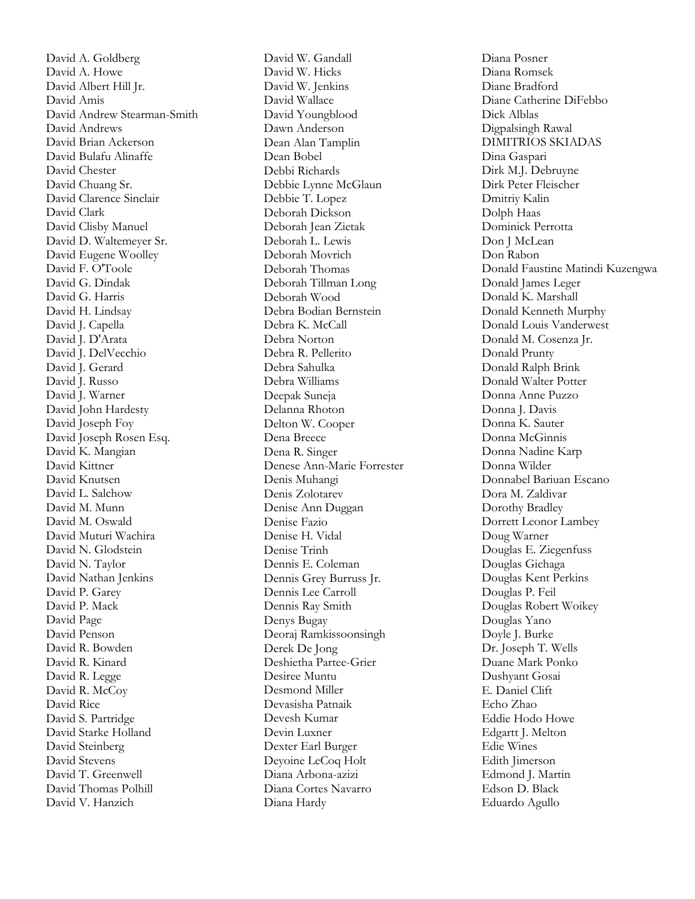David A. Goldberg
David A. Howe
David Albert Hill Jr.
David Amis
David Andrew Stearman-Smith
David Andrews
David Brian Ackerson
David Bulafu Alinaffe
David Chester
David Chuang Sr.
David Clarence Sinclair
David Clark
David Clisby Manuel
David D. Waltemeyer Sr.
David Eugene Woolley
David F. O'Toole
David G. Dindak
David G. Harris
David H. Lindsay
David J. Capella
David J. D'Arata
David J. DelVecchio
David J. Gerard
David J. Russo
David J. Warner
David John Hardesty
David Joseph Foy
David Joseph Rosen Esq.
David K. Mangian
David Kittner
David Knutsen
David L. Salchow
David M. Munn
David M. Oswald
David Muturi Wachira
David N. Glodstein
David N. Taylor
David Nathan Jenkins
David P. Garey
David P. Mack
David Page
David Penson
David R. Bowden
David R. Kinard
David R. Legge
David R. McCoy
David Rice
David S. Partridge
David Starke Holland
David Steinberg
David Stevens
David T. Greenwell
David Thomas Polhill
David V. Hanzich
David W. Gandall
David W. Hicks
David W. Jenkins
David Wallace
David Youngblood
Dawn Anderson
Dean Alan Tamplin
Dean Bobel
Debbi Richards
Debbie Lynne McGlaun
Debbie T. Lopez
Deborah Dickson
Deborah Jean Zietak
Deborah L. Lewis
Deborah Movrich
Deborah Thomas
Deborah Tillman Long
Deborah Wood
Debra Bodian Bernstein
Debra K. McCall
Debra Norton
Debra R. Pellerito
Debra Sahulka
Debra Williams
Deepak Suneja
Delanna Rhoton
Delton W. Cooper
Dena Breece
Dena R. Singer
Denese Ann-Marie Forrester
Denis Muhangi
Denis Zolotarev
Denise Ann Duggan
Denise Fazio
Denise H. Vidal
Denise Trinh
Dennis E. Coleman
Dennis Grey Burruss Jr.
Dennis Lee Carroll
Dennis Ray Smith
Denys Bugay
Deoraj Ramkissoonsingh
Derek De Jong
Deshietha Partee-Grier
Desiree Muntu
Desmond Miller
Devasisha Patnaik
Devesh Kumar
Devin Luxner
Dexter Earl Burger
Deyoine LeCoq Holt
Diana Arbona-azizi
Diana Cortes Navarro
Diana Hardy
Diana Posner
Diana Romsek
Diane Bradford
Diane Catherine DiFebbo
Dick Alblas
Digpalsingh Rawal
DIMITRIOS SKIADAS
Dina Gaspari
Dirk M.J. Debruyne
Dirk Peter Fleischer
Dmitriy Kalin
Dolph Haas
Dominick Perrotta
Don J McLean
Don Rabon
Donald Faustine Matindi Kuzengwa
Donald James Leger
Donald K. Marshall
Donald Kenneth Murphy
Donald Louis Vanderwest
Donald M. Cosenza Jr.
Donald Prunty
Donald Ralph Brink
Donald Walter Potter
Donna Anne Puzzo
Donna J. Davis
Donna K. Sauter
Donna McGinnis
Donna Nadine Karp
Donna Wilder
Donnabel Bariuan Escano
Dora M. Zaldivar
Dorothy Bradley
Dorrett Leonor Lambey
Doug Warner
Douglas E. Ziegenfuss
Douglas Gichaga
Douglas Kent Perkins
Douglas P. Feil
Douglas Robert Woikey
Douglas Yano
Doyle J. Burke
Dr. Joseph T. Wells
Duane Mark Ponko
Dushyant Gosai
E. Daniel Clift
Echo Zhao
Eddie Hodo Howe
Edgartt J. Melton
Edie Wines
Edith Jimerson
Edmond J. Martin
Edson D. Black
Eduardo Agullo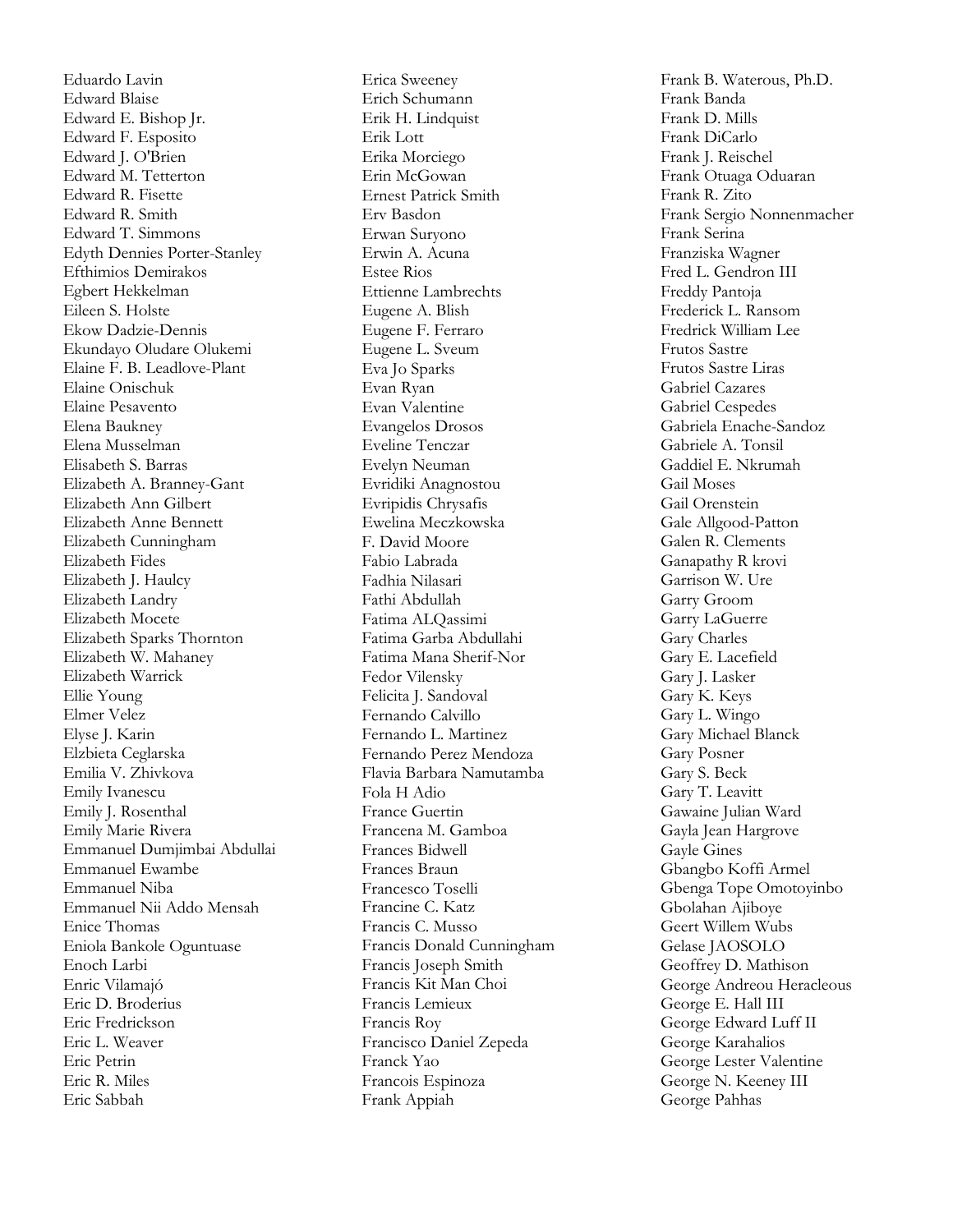Eduardo Lavin
Edward Blaise
Edward E. Bishop Jr.
Edward F. Esposito
Edward J. O'Brien
Edward M. Tetterton
Edward R. Fisette
Edward R. Smith
Edward T. Simmons
Edyth Dennies Porter-Stanley
Efthimios Demirakos
Egbert Hekkelman
Eileen S. Holste
Ekow Dadzie-Dennis
Ekundayo Oludare Olukemi
Elaine F. B. Leadlove-Plant
Elaine Onischuk
Elaine Pesavento
Elena Baukney
Elena Musselman
Elisabeth S. Barras
Elizabeth A. Branney-Gant
Elizabeth Ann Gilbert
Elizabeth Anne Bennett
Elizabeth Cunningham
Elizabeth Fides
Elizabeth J. Haulcy
Elizabeth Landry
Elizabeth Mocete
Elizabeth Sparks Thornton
Elizabeth W. Mahaney
Elizabeth Warrick
Ellie Young
Elmer Velez
Elyse J. Karin
Elzbieta Ceglarska
Emilia V. Zhivkova
Emily Ivanescu
Emily J. Rosenthal
Emily Marie Rivera
Emmanuel Dumjimbai Abdullai
Emmanuel Ewambe
Emmanuel Niba
Emmanuel Nii Addo Mensah
Enice Thomas
Eniola Bankole Oguntuase
Enoch Larbi
Enric Vilamajó
Eric D. Broderius
Eric Fredrickson
Eric L. Weaver
Eric Petrin
Eric R. Miles
Eric Sabbah
Erica Sweeney
Erich Schumann
Erik H. Lindquist
Erik Lott
Erika Morciego
Erin McGowan
Ernest Patrick Smith
Erv Basdon
Erwan Suryono
Erwin A. Acuna
Estee Rios
Ettienne Lambrechts
Eugene A. Blish
Eugene F. Ferraro
Eugene L. Sveum
Eva Jo Sparks
Evan Ryan
Evan Valentine
Evangelos Drosos
Eveline Tenczar
Evelyn Neuman
Evridiki Anagnostou
Evripidis Chrysafis
Ewelina Meczkowska
F. David Moore
Fabio Labrada
Fadhia Nilasari
Fathi Abdullah
Fatima ALQassimi
Fatima Garba Abdullahi
Fatima Mana Sherif-Nor
Fedor Vilensky
Felicita J. Sandoval
Fernando Calvillo
Fernando L. Martinez
Fernando Perez Mendoza
Flavia Barbara Namutamba
Fola H Adio
France Guertin
Francena M. Gamboa
Frances Bidwell
Frances Braun
Francesco Toselli
Francine C. Katz
Francis C. Musso
Francis Donald Cunningham
Francis Joseph Smith
Francis Kit Man Choi
Francis Lemieux
Francis Roy
Francisco Daniel Zepeda
Franck Yao
Francois Espinoza
Frank Appiah
Frank B. Waterous, Ph.D.
Frank Banda
Frank D. Mills
Frank DiCarlo
Frank J. Reischel
Frank Otuaga Oduaran
Frank R. Zito
Frank Sergio Nonnenmacher
Frank Serina
Franziska Wagner
Fred L. Gendron III
Freddy Pantoja
Frederick L. Ransom
Fredrick William Lee
Frutos Sastre
Frutos Sastre Liras
Gabriel Cazares
Gabriel Cespedes
Gabriela Enache-Sandoz
Gabriele A. Tonsil
Gaddiel E. Nkrumah
Gail Moses
Gail Orenstein
Gale Allgood-Patton
Galen R. Clements
Ganapathy R krovi
Garrison W. Ure
Garry Groom
Garry LaGuerre
Gary Charles
Gary E. Lacefield
Gary J. Lasker
Gary K. Keys
Gary L. Wingo
Gary Michael Blanck
Gary Posner
Gary S. Beck
Gary T. Leavitt
Gawaine Julian Ward
Gayla Jean Hargrove
Gayle Gines
Gbangbo Koffi Armel
Gbenga Tope Omotoyinbo
Gbolahan Ajiboye
Geert Willem Wubs
Gelase JAOSOLO
Geoffrey D. Mathison
George Andreou Heracleous
George E. Hall III
George Edward Luff II
George Karahalios
George Lester Valentine
George N. Keeney III
George Pahhas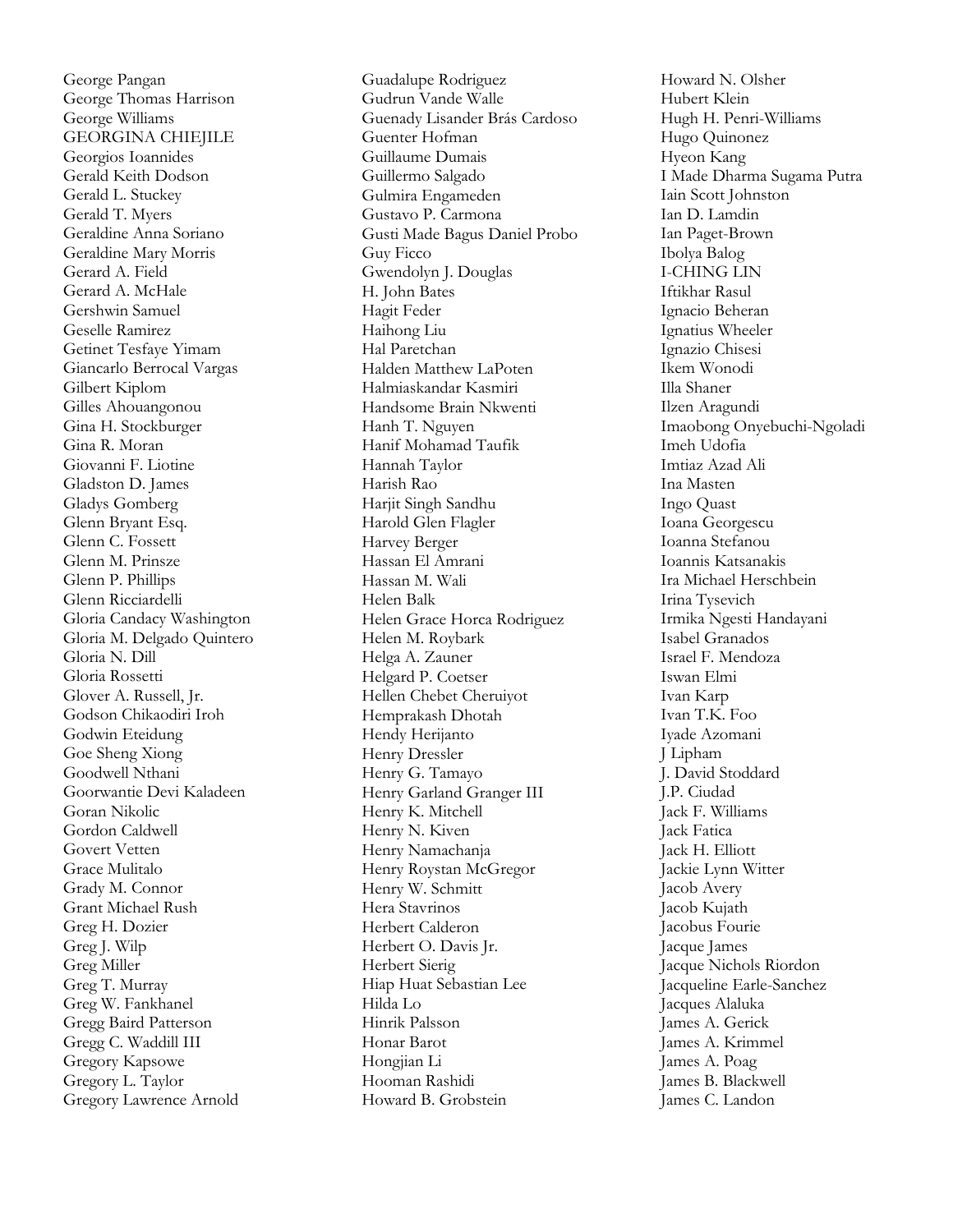George Pangan
George Thomas Harrison
George Williams
GEORGINA CHIEJILE
Georgios Ioannides
Gerald Keith Dodson
Gerald L. Stuckey
Gerald T. Myers
Geraldine Anna Soriano
Geraldine Mary Morris
Gerard A. Field
Gerard A. McHale
Gershwin Samuel
Geselle Ramirez
Getinet Tesfaye Yimam
Giancarlo Berrocal Vargas
Gilbert Kiplom
Gilles Ahouangonou
Gina H. Stockburger
Gina R. Moran
Giovanni F. Liotine
Gladston D. James
Gladys Gomberg
Glenn Bryant Esq.
Glenn C. Fossett
Glenn M. Prinsze
Glenn P. Phillips
Glenn Ricciardelli
Gloria Candacy Washington
Gloria M. Delgado Quintero
Gloria N. Dill
Gloria Rossetti
Glover A. Russell, Jr.
Godson Chikaodiri Iroh
Godwin Eteidung
Goe Sheng Xiong
Goodwell Nthani
Goorwantie Devi Kaladeen
Goran Nikolic
Gordon Caldwell
Govert Vetten
Grace Mulitalo
Grady M. Connor
Grant Michael Rush
Greg H. Dozier
Greg J. Wilp
Greg Miller
Greg T. Murray
Greg W. Fankhanel
Gregg Baird Patterson
Gregg C. Waddill III
Gregory Kapsowe
Gregory L. Taylor
Gregory Lawrence Arnold
Guadalupe Rodriguez
Gudrun Vande Walle
Guenady Lisander Brás Cardoso
Guenter Hofman
Guillaume Dumais
Guillermo Salgado
Gulmira Engameden
Gustavo P. Carmona
Gusti Made Bagus Daniel Probo
Guy Ficco
Gwendolyn J. Douglas
H. John Bates
Hagit Feder
Haihong Liu
Hal Paretchan
Halden Matthew LaPoten
Halmiaskandar Kasmiri
Handsome Brain Nkwenti
Hanh T. Nguyen
Hanif Mohamad Taufik
Hannah Taylor
Harish Rao
Harjit Singh Sandhu
Harold Glen Flagler
Harvey Berger
Hassan El Amrani
Hassan M. Wali
Helen Balk
Helen Grace Horca Rodriguez
Helen M. Roybark
Helga A. Zauner
Helgard P. Coetser
Hellen Chebet Cheruiyot
Hemprakash Dhotah
Hendy Herijanto
Henry Dressler
Henry G. Tamayo
Henry Garland Granger III
Henry K. Mitchell
Henry N. Kiven
Henry Namachanja
Henry Roystan McGregor
Henry W. Schmitt
Hera Stavrinos
Herbert Calderon
Herbert O. Davis Jr.
Herbert Sierig
Hiap Huat Sebastian Lee
Hilda Lo
Hinrik Palsson
Honar Barot
Hongjian Li
Hooman Rashidi
Howard B. Grobstein
Howard N. Olsher
Hubert Klein
Hugh H. Penri-Williams
Hugo Quinonez
Hyeon Kang
I Made Dharma Sugama Putra
Iain Scott Johnston
Ian D. Lamdin
Ian Paget-Brown
Ibolya Balog
I-CHING LIN
Iftikhar Rasul
Ignacio Beheran
Ignatius Wheeler
Ignazio Chisesi
Ikem Wonodi
Illa Shaner
Ilzen Aragundi
Imaobong Onyebuchi-Ngoladi
Imeh Udofia
Imtiaz Azad Ali
Ina Masten
Ingo Quast
Ioana Georgescu
Ioanna Stefanou
Ioannis Katsanakis
Ira Michael Herschbein
Irina Tysevich
Irmika Ngesti Handayani
Isabel Granados
Israel F. Mendoza
Iswan Elmi
Ivan Karp
Ivan T.K. Foo
Iyade Azomani
J Lipham
J. David Stoddard
J.P. Ciudad
Jack F. Williams
Jack Fatica
Jack H. Elliott
Jackie Lynn Witter
Jacob Avery
Jacob Kujath
Jacobus Fourie
Jacque James
Jacque Nichols Riordon
Jacqueline Earle-Sanchez
Jacques Alaluka
James A. Gerick
James A. Krimmel
James A. Poag
James B. Blackwell
James C. Landon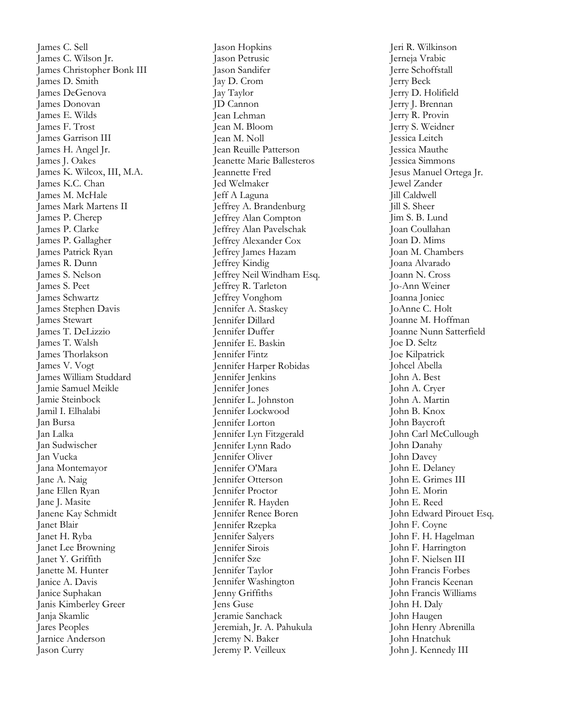James C. Sell
James C. Wilson Jr.
James Christopher Bonk III
James D. Smith
James DeGenova
James Donovan
James E. Wilds
James F. Trost
James Garrison III
James H. Angel Jr.
James J. Oakes
James K. Wilcox, III, M.A.
James K.C. Chan
James M. McHale
James Mark Martens II
James P. Cherep
James P. Clarke
James P. Gallagher
James Patrick Ryan
James R. Dunn
James S. Nelson
James S. Peet
James Schwartz
James Stephen Davis
James Stewart
James T. DeLizzio
James T. Walsh
James Thorlakson
James V. Vogt
James William Studdard
Jamie Samuel Meikle
Jamie Steinbock
Jamil I. Elhalabi
Jan Bursa
Jan Lalka
Jan Sudwischer
Jan Vucka
Jana Montemayor
Jane A. Naig
Jane Ellen Ryan
Jane J. Masite
Janene Kay Schmidt
Janet Blair
Janet H. Ryba
Janet Lee Browning
Janet Y. Griffith
Janette M. Hunter
Janice A. Davis
Janice Suphakan
Janis Kimberley Greer
Janja Skamlic
Jares Peoples
Jarnice Anderson
Jason Curry
Jason Hopkins
Jason Petrusic
Jason Sandifer
Jay D. Crom
Jay Taylor
JD Cannon
Jean Lehman
Jean M. Bloom
Jean M. Noll
Jean Reuille Patterson
Jeanette Marie Ballesteros
Jeannette Fred
Jed Welmaker
Jeff A Laguna
Jeffrey A. Brandenburg
Jeffrey Alan Compton
Jeffrey Alan Pavelschak
Jeffrey Alexander Cox
Jeffrey James Hazam
Jeffrey Kindig
Jeffrey Neil Windham Esq.
Jeffrey R. Tarleton
Jeffrey Vonghom
Jennifer A. Staskey
Jennifer Dillard
Jennifer Duffer
Jennifer E. Baskin
Jennifer Fintz
Jennifer Harper Robidas
Jennifer Jenkins
Jennifer Jones
Jennifer L. Johnston
Jennifer Lockwood
Jennifer Lorton
Jennifer Lyn Fitzgerald
Jennifer Lynn Rado
Jennifer Oliver
Jennifer O'Mara
Jennifer Otterson
Jennifer Proctor
Jennifer R. Hayden
Jennifer Renee Boren
Jennifer Rzepka
Jennifer Salyers
Jennifer Sirois
Jennifer Sze
Jennifer Taylor
Jennifer Washington
Jenny Griffiths
Jens Guse
Jeramie Sanchack
Jeremiah, Jr. A. Pahukula
Jeremy N. Baker
Jeremy P. Veilleux
Jeri R. Wilkinson
Jerneja Vrabic
Jerre Schoffstall
Jerry Beck
Jerry D. Holifield
Jerry J. Brennan
Jerry R. Provin
Jerry S. Weidner
Jessica Leitch
Jessica Mauthe
Jessica Simmons
Jesus Manuel Ortega Jr.
Jewel Zander
Jill Caldwell
Jill S. Sheer
Jim S. B. Lund
Joan Coullahan
Joan D. Mims
Joan M. Chambers
Joana Alvarado
Joann N. Cross
Jo-Ann Weiner
Joanna Joniec
JoAnne C. Holt
Joanne M. Hoffman
Joanne Nunn Satterfield
Joe D. Seltz
Joe Kilpatrick
Johcel Abella
John A. Best
John A. Cryer
John A. Martin
John B. Knox
John Baycroft
John Carl McCullough
John Danahy
John Davey
John E. Delaney
John E. Grimes III
John E. Morin
John E. Reed
John Edward Pirouet Esq.
John F. Coyne
John F. H. Hagelman
John F. Harrington
John F. Nielsen III
John Francis Forbes
John Francis Keenan
John Francis Williams
John H. Daly
John Haugen
John Henry Abrenilla
John Hnatchuk
John J. Kennedy III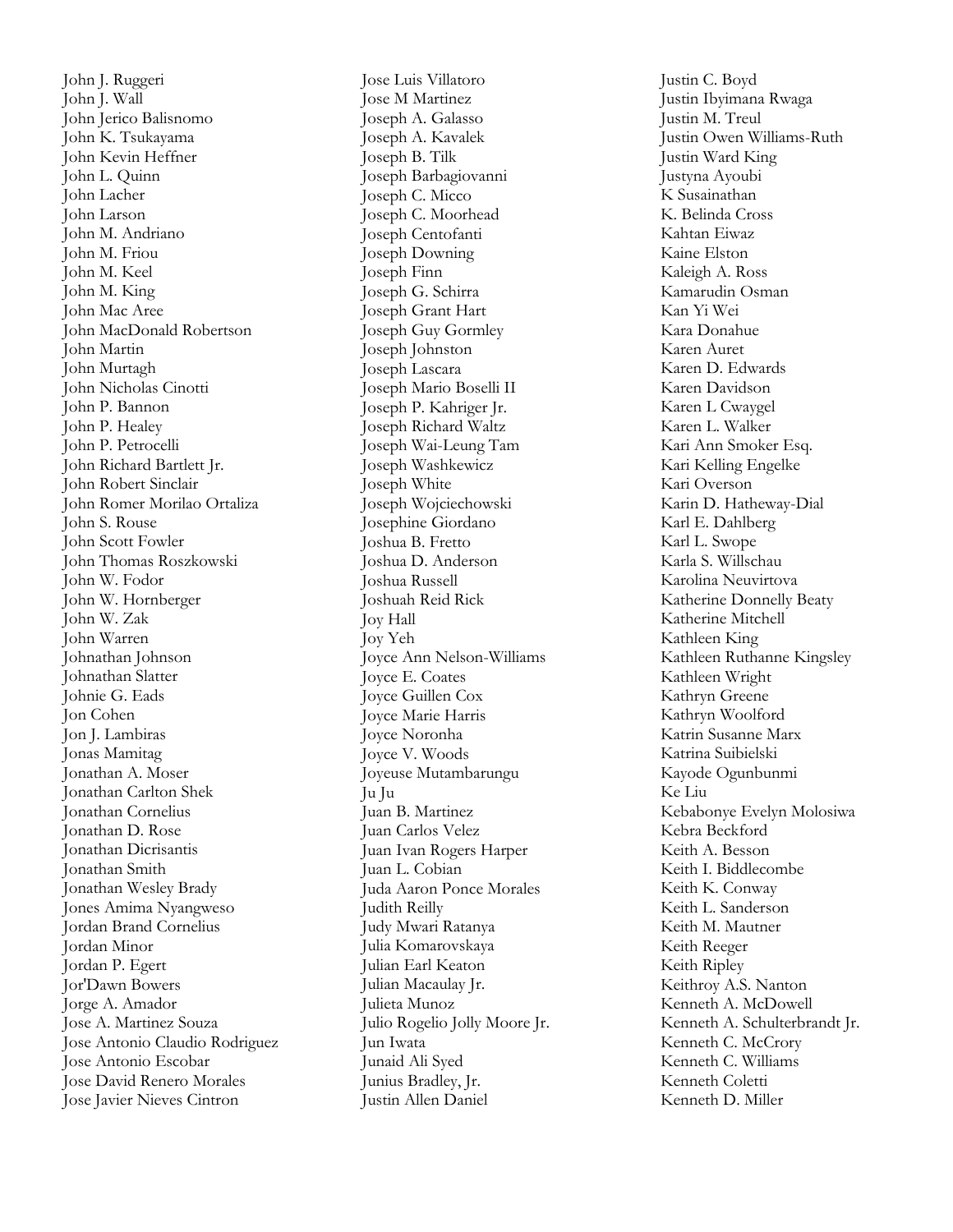John J. Ruggeri
John J. Wall
John Jerico Balisnomo
John K. Tsukayama
John Kevin Heffner
John L. Quinn
John Lacher
John Larson
John M. Andriano
John M. Friou
John M. Keel
John M. King
John Mac Aree
John MacDonald Robertson
John Martin
John Murtagh
John Nicholas Cinotti
John P. Bannon
John P. Healey
John P. Petrocelli
John Richard Bartlett Jr.
John Robert Sinclair
John Romer Morilao Ortaliza
John S. Rouse
John Scott Fowler
John Thomas Roszkowski
John W. Fodor
John W. Hornberger
John W. Zak
John Warren
Johnathan Johnson
Johnathan Slatter
Johnie G. Eads
Jon Cohen
Jon J. Lambiras
Jonas Mamitag
Jonathan A. Moser
Jonathan Carlton Shek
Jonathan Cornelius
Jonathan D. Rose
Jonathan Dicrisantis
Jonathan Smith
Jonathan Wesley Brady
Jones Amima Nyangweso
Jordan Brand Cornelius
Jordan Minor
Jordan P. Egert
Jor'Dawn Bowers
Jorge A. Amador
Jose A. Martinez Souza
Jose Antonio Claudio Rodriguez
Jose Antonio Escobar
Jose David Renero Morales
Jose Javier Nieves Cintron
Jose Luis Villatoro
Jose M Martinez
Joseph A. Galasso
Joseph A. Kavalek
Joseph B. Tilk
Joseph Barbagiovanni
Joseph C. Micco
Joseph C. Moorhead
Joseph Centofanti
Joseph Downing
Joseph Finn
Joseph G. Schirra
Joseph Grant Hart
Joseph Guy Gormley
Joseph Johnston
Joseph Lascara
Joseph Mario Boselli II
Joseph P. Kahriger Jr.
Joseph Richard Waltz
Joseph Wai-Leung Tam
Joseph Washkewicz
Joseph White
Joseph Wojciechowski
Josephine Giordano
Joshua B. Fretto
Joshua D. Anderson
Joshua Russell
Joshuah Reid Rick
Joy Hall
Joy Yeh
Joyce Ann Nelson-Williams
Joyce E. Coates
Joyce Guillen Cox
Joyce Marie Harris
Joyce Noronha
Joyce V. Woods
Joyeuse Mutambarungu
Ju Ju
Juan B. Martinez
Juan Carlos Velez
Juan Ivan Rogers Harper
Juan L. Cobian
Juda Aaron Ponce Morales
Judith Reilly
Judy Mwari Ratanya
Julia Komarovskaya
Julian Earl Keaton
Julian Macaulay Jr.
Julieta Munoz
Julio Rogelio Jolly Moore Jr.
Jun Iwata
Junaid Ali Syed
Junius Bradley, Jr.
Justin Allen Daniel
Justin C. Boyd
Justin Ibyimana Rwaga
Justin M. Treul
Justin Owen Williams-Ruth
Justin Ward King
Justyna Ayoubi
K Susainathan
K. Belinda Cross
Kahtan Eiwaz
Kaine Elston
Kaleigh A. Ross
Kamarudin Osman
Kan Yi Wei
Kara Donahue
Karen Auret
Karen D. Edwards
Karen Davidson
Karen L Cwaygel
Karen L. Walker
Kari Ann Smoker Esq.
Kari Kelling Engelke
Kari Overson
Karin D. Hatheway-Dial
Karl E. Dahlberg
Karl L. Swope
Karla S. Willschau
Karolina Neuvirtova
Katherine Donnelly Beaty
Katherine Mitchell
Kathleen King
Kathleen Ruthanne Kingsley
Kathleen Wright
Kathryn Greene
Kathryn Woolford
Katrin Susanne Marx
Katrina Suibielski
Kayode Ogunbunmi
Ke Liu
Kebabonye Evelyn Molosiwa
Kebra Beckford
Keith A. Besson
Keith I. Biddlecombe
Keith K. Conway
Keith L. Sanderson
Keith M. Mautner
Keith Reeger
Keith Ripley
Keithroy A.S. Nanton
Kenneth A. McDowell
Kenneth A. Schulterbrandt Jr.
Kenneth C. McCrory
Kenneth C. Williams
Kenneth Coletti
Kenneth D. Miller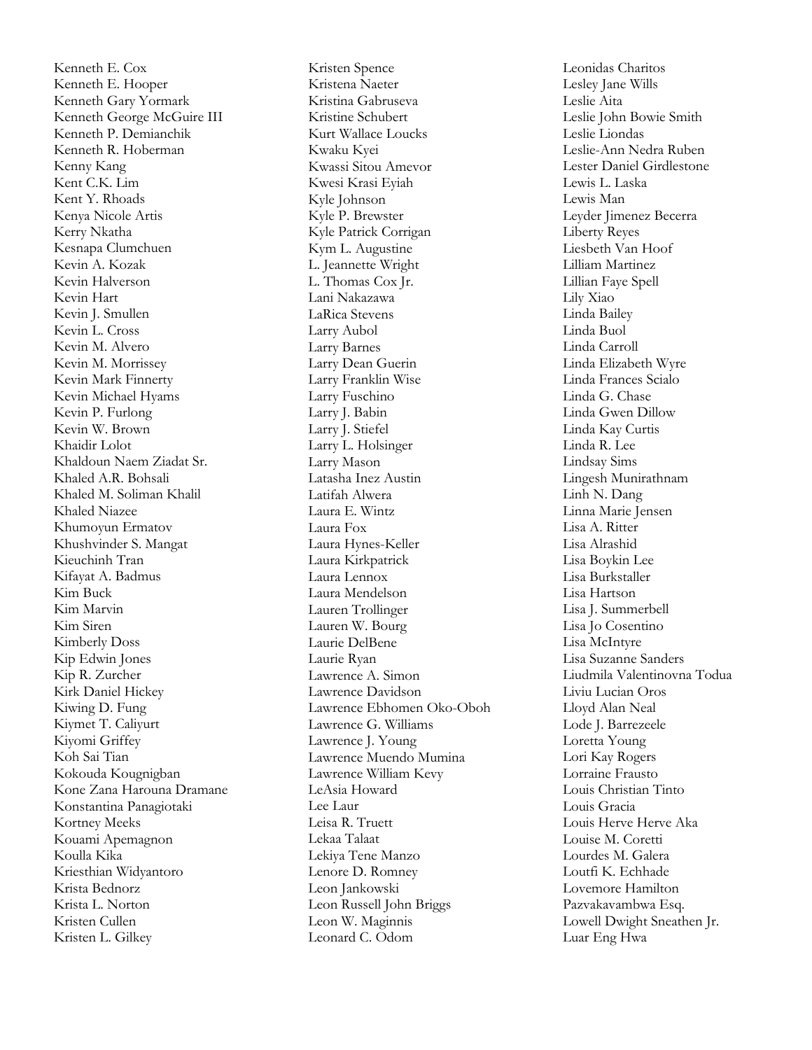Kenneth E. Cox
Kenneth E. Hooper
Kenneth Gary Yormark
Kenneth George McGuire III
Kenneth P. Demianchik
Kenneth R. Hoberman
Kenny Kang
Kent C.K. Lim
Kent Y. Rhoads
Kenya Nicole Artis
Kerry Nkatha
Kesnapa Clumchuen
Kevin A. Kozak
Kevin Halverson
Kevin Hart
Kevin J. Smullen
Kevin L. Cross
Kevin M. Alvero
Kevin M. Morrissey
Kevin Mark Finnerty
Kevin Michael Hyams
Kevin P. Furlong
Kevin W. Brown
Khaidir Lolot
Khaldoun Naem Ziadat Sr.
Khaled A.R. Bohsali
Khaled M. Soliman Khalil
Khaled Niazee
Khumoyun Ermatov
Khushvinder S. Mangat
Kieuchinh Tran
Kifayat A. Badmus
Kim Buck
Kim Marvin
Kim Siren
Kimberly Doss
Kip Edwin Jones
Kip R. Zurcher
Kirk Daniel Hickey
Kiwing D. Fung
Kiymet T. Caliyurt
Kiyomi Griffey
Koh Sai Tian
Kokouda Kougnigban
Kone Zana Harouna Dramane
Konstantina Panagiotaki
Kortney Meeks
Kouami Apemagnon
Koulla Kika
Kriesthian Widyantoro
Krista Bednorz
Krista L. Norton
Kristen Cullen
Kristen L. Gilkey
Kristen Spence
Kristena Naeter
Kristina Gabruseva
Kristine Schubert
Kurt Wallace Loucks
Kwaku Kyei
Kwassi Sitou Amevor
Kwesi Krasi Eyiah
Kyle Johnson
Kyle P. Brewster
Kyle Patrick Corrigan
Kym L. Augustine
L. Jeannette Wright
L. Thomas Cox Jr.
Lani Nakazawa
LaRica Stevens
Larry Aubol
Larry Barnes
Larry Dean Guerin
Larry Franklin Wise
Larry Fuschino
Larry J. Babin
Larry J. Stiefel
Larry L. Holsinger
Larry Mason
Latasha Inez Austin
Latifah Alwera
Laura E. Wintz
Laura Fox
Laura Hynes-Keller
Laura Kirkpatrick
Laura Lennox
Laura Mendelson
Lauren Trollinger
Lauren W. Bourg
Laurie DelBene
Laurie Ryan
Lawrence A. Simon
Lawrence Davidson
Lawrence Ebhomen Oko-Oboh
Lawrence G. Williams
Lawrence J. Young
Lawrence Muendo Mumina
Lawrence William Kevy
LeAsia Howard
Lee Laur
Leisa R. Truett
Lekaa Talaat
Lekiya Tene Manzo
Lenore D. Romney
Leon Jankowski
Leon Russell John Briggs
Leon W. Maginnis
Leonard C. Odom
Leonidas Charitos
Lesley Jane Wills
Leslie Aita
Leslie John Bowie Smith
Leslie Liondas
Leslie-Ann Nedra Ruben
Lester Daniel Girdlestone
Lewis L. Laska
Lewis Man
Leyder Jimenez Becerra
Liberty Reyes
Liesbeth Van Hoof
Lilliam Martinez
Lillian Faye Spell
Lily Xiao
Linda Bailey
Linda Buol
Linda Carroll
Linda Elizabeth Wyre
Linda Frances Scialo
Linda G. Chase
Linda Gwen Dillow
Linda Kay Curtis
Linda R. Lee
Lindsay Sims
Lingesh Munirathnam
Linh N. Dang
Linna Marie Jensen
Lisa A. Ritter
Lisa Alrashid
Lisa Boykin Lee
Lisa Burkstaller
Lisa Hartson
Lisa J. Summerbell
Lisa Jo Cosentino
Lisa McIntyre
Lisa Suzanne Sanders
Liudmila Valentinovna Todua
Liviu Lucian Oros
Lloyd Alan Neal
Lode J. Barrezeele
Loretta Young
Lori Kay Rogers
Lorraine Frausto
Louis Christian Tinto
Louis Gracia
Louis Herve Herve Aka
Louise M. Coretti
Lourdes M. Galera
Loutfi K. Echhade
Lovemore Hamilton
Pazvakavambwa Esq.
Lowell Dwight Sneathen Jr.
Luar Eng Hwa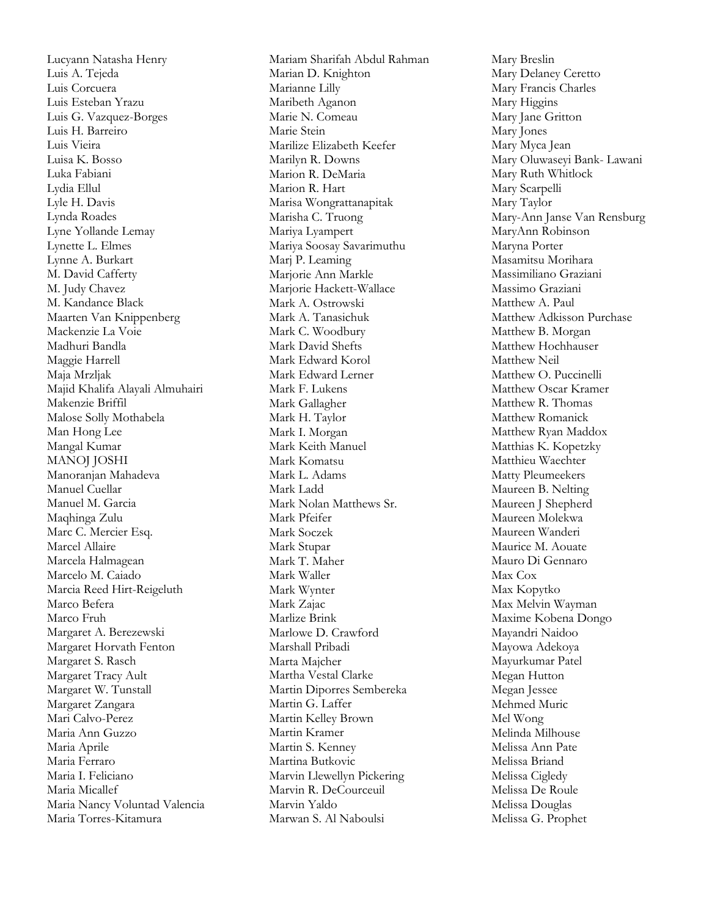Lucyann Natasha Henry
Luis A. Tejeda
Luis Corcuera
Luis Esteban Yrazu
Luis G. Vazquez-Borges
Luis H. Barreiro
Luis Vieira
Luisa K. Bosso
Luka Fabiani
Lydia Ellul
Lyle H. Davis
Lynda Roades
Lyne Yollande Lemay
Lynette L. Elmes
Lynne A. Burkart
M. David Cafferty
M. Judy Chavez
M. Kandance Black
Maarten Van Knippenberg
Mackenzie La Voie
Madhuri Bandla
Maggie Harrell
Maja Mrzljak
Majid Khalifa Alayali Almuhairi
Makenzie Briffil
Malose Solly Mothabela
Man Hong Lee
Mangal Kumar
MANOJ JOSHI
Manoranjan Mahadeva
Manuel Cuellar
Manuel M. Garcia
Maqhinga Zulu
Marc C. Mercier Esq.
Marcel Allaire
Marcela Halmagean
Marcelo M. Caiado
Marcia Reed Hirt-Reigeluth
Marco Befera
Marco Fruh
Margaret A. Berezewski
Margaret Horvath Fenton
Margaret S. Rasch
Margaret Tracy Ault
Margaret W. Tunstall
Margaret Zangara
Mari Calvo-Perez
Maria Ann Guzzo
Maria Aprile
Maria Ferraro
Maria I. Feliciano
Maria Micallef
Maria Nancy Voluntad Valencia
Maria Torres-Kitamura
Mariam Sharifah Abdul Rahman
Marian D. Knighton
Marianne Lilly
Maribeth Aganon
Marie N. Comeau
Marie Stein
Marilize Elizabeth Keefer
Marilyn R. Downs
Marion R. DeMaria
Marion R. Hart
Marisa Wongrattanapitak
Marisha C. Truong
Mariya Lyampert
Mariya Soosay Savarimuthu
Marj P. Leaming
Marjorie Ann Markle
Marjorie Hackett-Wallace
Mark A. Ostrowski
Mark A. Tanasichuk
Mark C. Woodbury
Mark David Shefts
Mark Edward Korol
Mark Edward Lerner
Mark F. Lukens
Mark Gallagher
Mark H. Taylor
Mark I. Morgan
Mark Keith Manuel
Mark Komatsu
Mark L. Adams
Mark Ladd
Mark Nolan Matthews Sr.
Mark Pfeifer
Mark Soczek
Mark Stupar
Mark T. Maher
Mark Waller
Mark Wynter
Mark Zajac
Marlize Brink
Marlowe D. Crawford
Marshall Pribadi
Marta Majcher
Martha Vestal Clarke
Martin Diporres Sembereka
Martin G. Laffer
Martin Kelley Brown
Martin Kramer
Martin S. Kenney
Martina Butkovic
Marvin Llewellyn Pickering
Marvin R. DeCourceuil
Marvin Yaldo
Marwan S. Al Naboulsi
Mary Breslin
Mary Delaney Ceretto
Mary Francis Charles
Mary Higgins
Mary Jane Gritton
Mary Jones
Mary Myca Jean
Mary Oluwaseyi Bank- Lawani
Mary Ruth Whitlock
Mary Scarpelli
Mary Taylor
Mary-Ann Janse Van Rensburg
MaryAnn Robinson
Maryna Porter
Masamitsu Morihara
Massimiliano Graziani
Massimo Graziani
Matthew A. Paul
Matthew Adkisson Purchase
Matthew B. Morgan
Matthew Hochhauser
Matthew Neil
Matthew O. Puccinelli
Matthew Oscar Kramer
Matthew R. Thomas
Matthew Romanick
Matthew Ryan Maddox
Matthias K. Kopetzky
Matthieu Waechter
Matty Pleumeekers
Maureen B. Nelting
Maureen J Shepherd
Maureen Molekwa
Maureen Wanderi
Maurice M. Aouate
Mauro Di Gennaro
Max Cox
Max Kopytko
Max Melvin Wayman
Maxime Kobena Dongo
Mayandri Naidoo
Mayowa Adekoya
Mayurkumar Patel
Megan Hutton
Megan Jessee
Mehmed Muric
Mel Wong
Melinda Milhouse
Melissa Ann Pate
Melissa Briand
Melissa Cigledy
Melissa De Roule
Melissa Douglas
Melissa G. Prophet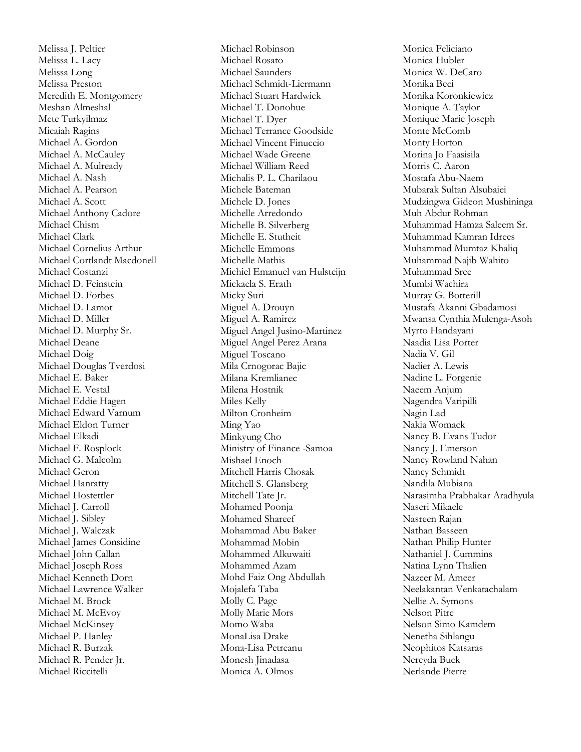Melissa J. Peltier
Melissa L. Lacy
Melissa Long
Melissa Preston
Meredith E. Montgomery
Meshan Almeshal
Mete Turkyilmaz
Micaiah Ragins
Michael A. Gordon
Michael A. McCauley
Michael A. Mulready
Michael A. Nash
Michael A. Pearson
Michael A. Scott
Michael Anthony Cadore
Michael Chism
Michael Clark
Michael Cornelius Arthur
Michael Cortlandt Macdonell
Michael Costanzi
Michael D. Feinstein
Michael D. Forbes
Michael D. Lamot
Michael D. Miller
Michael D. Murphy Sr.
Michael Deane
Michael Doig
Michael Douglas Tverdosi
Michael E. Baker
Michael E. Vestal
Michael Eddie Hagen
Michael Edward Varnum
Michael Eldon Turner
Michael Elkadi
Michael F. Rosplock
Michael G. Malcolm
Michael Geron
Michael Hanratty
Michael Hostettler
Michael J. Carroll
Michael J. Sibley
Michael J. Walczak
Michael James Considine
Michael John Callan
Michael Joseph Ross
Michael Kenneth Dorn
Michael Lawrence Walker
Michael M. Brock
Michael M. McEvoy
Michael McKinsey
Michael P. Hanley
Michael R. Burzak
Michael R. Pender Jr.
Michael Riccitelli
Michael Robinson
Michael Rosato
Michael Saunders
Michael Schmidt-Liermann
Michael Stuart Hardwick
Michael T. Donohue
Michael T. Dyer
Michael Terrance Goodside
Michael Vincent Finuccio
Michael Wade Greene
Michael William Reed
Michalis P. L. Charilaou
Michele Bateman
Michele D. Jones
Michelle Arredondo
Michelle B. Silverberg
Michelle E. Stutheit
Michelle Emmons
Michelle Mathis
Michiel Emanuel van Hulsteijn
Mickaela S. Erath
Micky Suri
Miguel A. Drouyn
Miguel A. Ramirez
Miguel Angel Jusino-Martinez
Miguel Angel Perez Arana
Miguel Toscano
Mila Crnogorac Bajic
Milana Kremlianec
Milena Hostnik
Miles Kelly
Milton Cronheim
Ming Yao
Minkyung Cho
Ministry of Finance -Samoa
Mishael Enoch
Mitchell Harris Chosak
Mitchell S. Glansberg
Mitchell Tate Jr.
Mohamed Poonja
Mohamed Shareef
Mohammad Abu Baker
Mohammad Mobin
Mohammed Alkuwaiti
Mohammed Azam
Mohd Faiz Ong Abdullah
Mojalefa Taba
Molly C. Page
Molly Marie Mors
Momo Waba
MonaLisa Drake
Mona-Lisa Petreanu
Monesh Jinadasa
Monica A. Olmos
Monica Feliciano
Monica Hubler
Monica W. DeCaro
Monika Beci
Monika Koronkiewicz
Monique A. Taylor
Monique Marie Joseph
Monte McComb
Monty Horton
Morina Jo Faasisila
Morris C. Aaron
Mostafa Abu-Naem
Mubarak Sultan Alsubaiei
Mudzingwa Gideon Mushininga
Muh Abdur Rohman
Muhammad Hamza Saleem Sr.
Muhammad Kamran Idrees
Muhammad Mumtaz Khaliq
Muhammad Najib Wahito
Muhammad Sree
Mumbi Wachira
Murray G. Botterill
Mustafa Akanni Gbadamosi
Mwansa Cynthia Mulenga-Asoh
Myrto Handayani
Naadia Lisa Porter
Nadia V. Gil
Nadier A. Lewis
Nadine L. Forgenie
Naeem Anjum
Nagendra Varipilli
Nagin Lad
Nakia Womack
Nancy B. Evans Tudor
Nancy J. Emerson
Nancy Rowland Nahan
Nancy Schmidt
Nandila Mubiana
Narasimha Prabhakar Aradhyula
Naseri Mikaele
Nasreen Rajan
Nathan Basseen
Nathan Philip Hunter
Nathaniel J. Cummins
Natina Lynn Thalien
Nazeer M. Ameer
Neelakantan Venkatachalam
Nellie A. Symons
Nelson Pitre
Nelson Simo Kamdem
Nenetha Sihlangu
Neophitos Katsaras
Nereyda Buck
Nerlande Pierre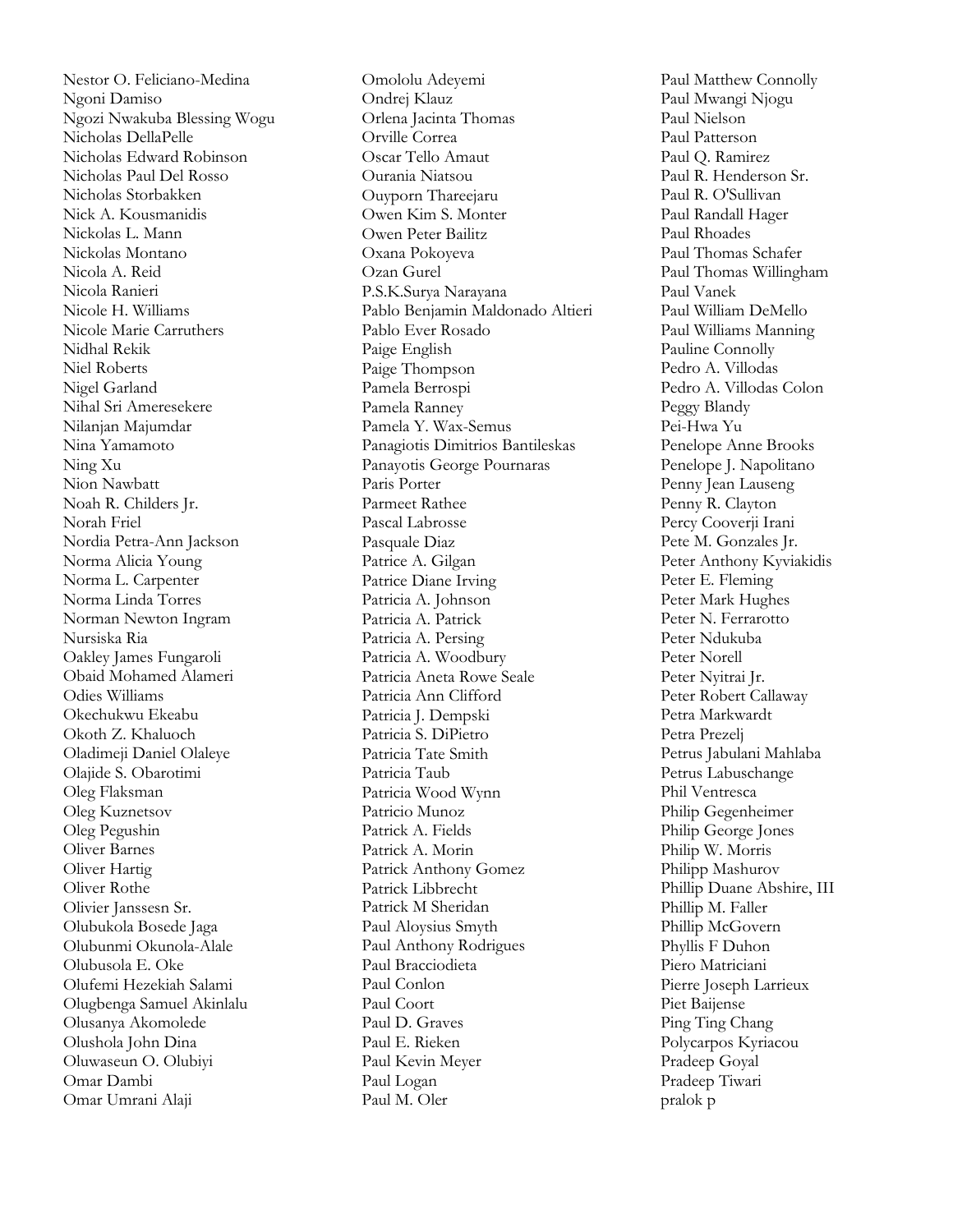Nestor O. Feliciano-Medina
Ngoni Damiso
Ngozi Nwakuba Blessing Wogu
Nicholas DellaPelle
Nicholas Edward Robinson
Nicholas Paul Del Rosso
Nicholas Storbakken
Nick A. Kousmanidis
Nickolas L. Mann
Nickolas Montano
Nicola A. Reid
Nicola Ranieri
Nicole H. Williams
Nicole Marie Carruthers
Nidhal Rekik
Niel Roberts
Nigel Garland
Nihal Sri Ameresekere
Nilanjan Majumdar
Nina Yamamoto
Ning Xu
Nion Nawbatt
Noah R. Childers Jr.
Norah Friel
Nordia Petra-Ann Jackson
Norma Alicia Young
Norma L. Carpenter
Norma Linda Torres
Norman Newton Ingram
Nursiska Ria
Oakley James Fungaroli
Obaid Mohamed Alameri
Odies Williams
Okechukwu Ekeabu
Okoth Z. Khaluoch
Oladimeji Daniel Olaleye
Olajide S. Obarotimi
Oleg Flaksman
Oleg Kuznetsov
Oleg Pegushin
Oliver Barnes
Oliver Hartig
Oliver Rothe
Olivier Janssesn Sr.
Olubukola Bosede Jaga
Olubunmi Okunola-Alale
Olubusola E. Oke
Olufemi Hezekiah Salami
Olugbenga Samuel Akinlalu
Olusanya Akomolede
Olushola John Dina
Oluwaseun O. Olubiyi
Omar Dambi
Omar Umrani Alaji
Omololu Adeyemi
Ondrej Klauz
Orlena Jacinta Thomas
Orville Correa
Oscar Tello Amaut
Ourania Niatsou
Ouyporn Thareejaru
Owen Kim S. Monter
Owen Peter Bailitz
Oxana Pokoyeva
Ozan Gurel
P.S.K.Surya Narayana
Pablo Benjamin Maldonado Altieri
Pablo Ever Rosado
Paige English
Paige Thompson
Pamela Berrospi
Pamela Ranney
Pamela Y. Wax-Semus
Panagiotis Dimitrios Bantileskas
Panayotis George Pournaras
Paris Porter
Parmeet Rathee
Pascal Labrosse
Pasquale Diaz
Patrice A. Gilgan
Patrice Diane Irving
Patricia A. Johnson
Patricia A. Patrick
Patricia A. Persing
Patricia A. Woodbury
Patricia Aneta Rowe Seale
Patricia Ann Clifford
Patricia J. Dempski
Patricia S. DiPietro
Patricia Tate Smith
Patricia Taub
Patricia Wood Wynn
Patricio Munoz
Patrick A. Fields
Patrick A. Morin
Patrick Anthony Gomez
Patrick Libbrecht
Patrick M Sheridan
Paul Aloysius Smyth
Paul Anthony Rodrigues
Paul Bracciodieta
Paul Conlon
Paul Coort
Paul D. Graves
Paul E. Rieken
Paul Kevin Meyer
Paul Logan
Paul M. Oler
Paul Matthew Connolly
Paul Mwangi Njogu
Paul Nielson
Paul Patterson
Paul Q. Ramirez
Paul R. Henderson Sr.
Paul R. O'Sullivan
Paul Randall Hager
Paul Rhoades
Paul Thomas Schafer
Paul Thomas Willingham
Paul Vanek
Paul William DeMello
Paul Williams Manning
Pauline Connolly
Pedro A. Villodas
Pedro A. Villodas Colon
Peggy Blandy
Pei-Hwa Yu
Penelope Anne Brooks
Penelope J. Napolitano
Penny Jean Lauseng
Penny R. Clayton
Percy Cooverji Irani
Pete M. Gonzales Jr.
Peter Anthony Kyviakidis
Peter E. Fleming
Peter Mark Hughes
Peter N. Ferrarotto
Peter Ndukuba
Peter Norell
Peter Nyitrai Jr.
Peter Robert Callaway
Petra Markwardt
Petra Prezelj
Petrus Jabulani Mahlaba
Petrus Labuschange
Phil Ventresca
Philip Gegenheimer
Philip George Jones
Philip W. Morris
Philipp Mashurov
Phillip Duane Abshire, III
Phillip M. Faller
Phillip McGovern
Phyllis F Duhon
Piero Matriciani
Pierre Joseph Larrieux
Piet Baijense
Ping Ting Chang
Polycarpos Kyriacou
Pradeep Goyal
Pradeep Tiwari
pralok p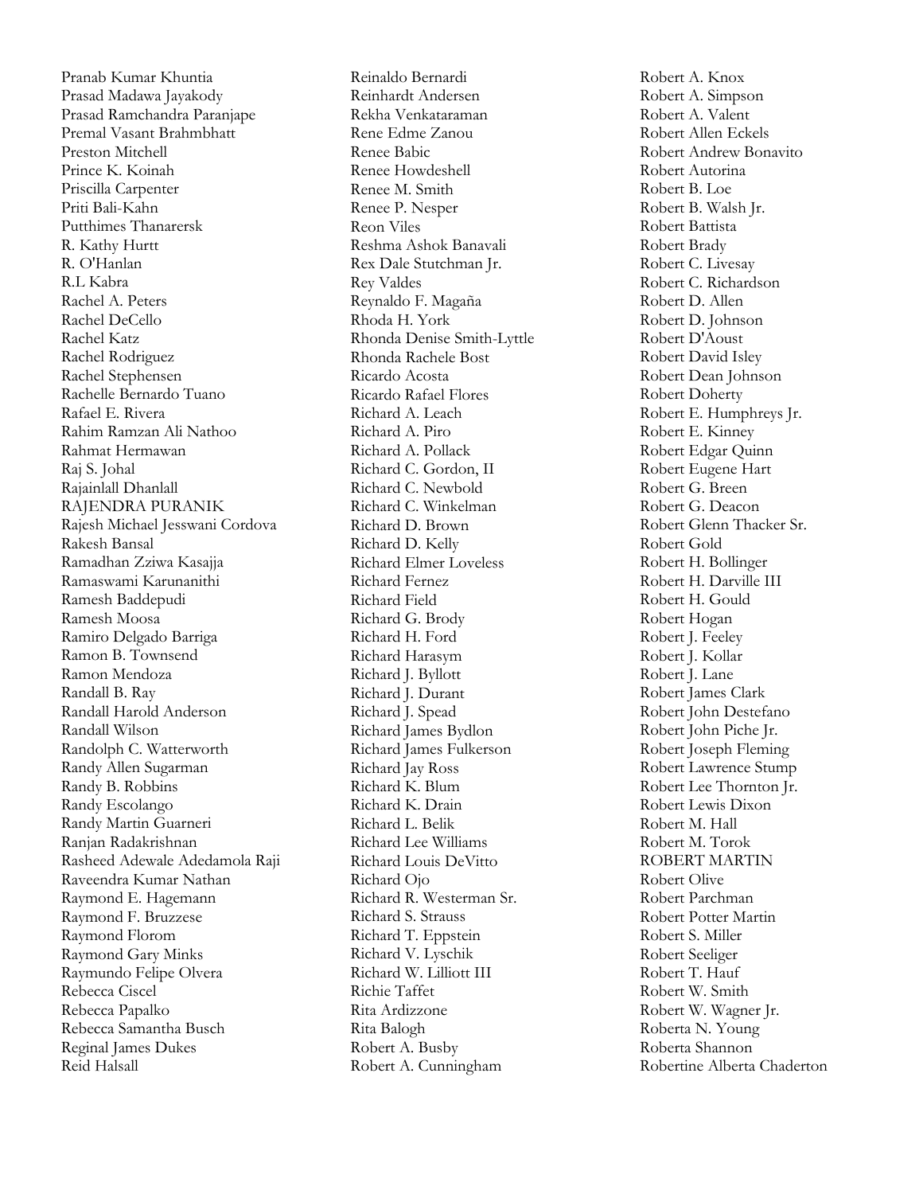Pranab Kumar Khuntia
Prasad Madawa Jayakody
Prasad Ramchandra Paranjape
Premal Vasant Brahmbhatt
Preston Mitchell
Prince K. Koinah
Priscilla Carpenter
Priti Bali-Kahn
Putthimes Thanarersk
R. Kathy Hurtt
R. O'Hanlan
R.L Kabra
Rachel A. Peters
Rachel DeCello
Rachel Katz
Rachel Rodriguez
Rachel Stephensen
Rachelle Bernardo Tuano
Rafael E. Rivera
Rahim Ramzan Ali Nathoo
Rahmat Hermawan
Raj S. Johal
Rajainlall Dhanlall
RAJENDRA PURANIK
Rajesh Michael Jesswani Cordova
Rakesh Bansal
Ramadhan Zziwa Kasajja
Ramaswami Karunanithi
Ramesh Baddepudi
Ramesh Moosa
Ramiro Delgado Barriga
Ramon B. Townsend
Ramon Mendoza
Randall B. Ray
Randall Harold Anderson
Randall Wilson
Randolph C. Watterworth
Randy Allen Sugarman
Randy B. Robbins
Randy Escolango
Randy Martin Guarneri
Ranjan Radakrishnan
Rasheed Adewale Adedamola Raji
Raveendra Kumar Nathan
Raymond E. Hagemann
Raymond F. Bruzzese
Raymond Florom
Raymond Gary Minks
Raymundo Felipe Olvera
Rebecca Ciscel
Rebecca Papalko
Rebecca Samantha Busch
Reginal James Dukes
Reid Halsall
Reinaldo Bernardi
Reinhardt Andersen
Rekha Venkataraman
Rene Edme Zanou
Renee Babic
Renee Howdeshell
Renee M. Smith
Renee P. Nesper
Reon Viles
Reshma Ashok Banavali
Rex Dale Stutchman Jr.
Rey Valdes
Reynaldo F. Magaña
Rhoda H. York
Rhonda Denise Smith-Lyttle
Rhonda Rachele Bost
Ricardo Acosta
Ricardo Rafael Flores
Richard A. Leach
Richard A. Piro
Richard A. Pollack
Richard C. Gordon, II
Richard C. Newbold
Richard C. Winkelman
Richard D. Brown
Richard D. Kelly
Richard Elmer Loveless
Richard Fernez
Richard Field
Richard G. Brody
Richard H. Ford
Richard Harasym
Richard J. Byllott
Richard J. Durant
Richard J. Spead
Richard James Bydlon
Richard James Fulkerson
Richard Jay Ross
Richard K. Blum
Richard K. Drain
Richard L. Belik
Richard Lee Williams
Richard Louis DeVitto
Richard Ojo
Richard R. Westerman Sr.
Richard S. Strauss
Richard T. Eppstein
Richard V. Lyschik
Richard W. Lilliott III
Richie Taffet
Rita Ardizzone
Rita Balogh
Robert A. Busby
Robert A. Cunningham
Robert A. Knox
Robert A. Simpson
Robert A. Valent
Robert Allen Eckels
Robert Andrew Bonavito
Robert Autorina
Robert B. Loe
Robert B. Walsh Jr.
Robert Battista
Robert Brady
Robert C. Livesay
Robert C. Richardson
Robert D. Allen
Robert D. Johnson
Robert D'Aoust
Robert David Isley
Robert Dean Johnson
Robert Doherty
Robert E. Humphreys Jr.
Robert E. Kinney
Robert Edgar Quinn
Robert Eugene Hart
Robert G. Breen
Robert G. Deacon
Robert Glenn Thacker Sr.
Robert Gold
Robert H. Bollinger
Robert H. Darville III
Robert H. Gould
Robert Hogan
Robert J. Feeley
Robert J. Kollar
Robert J. Lane
Robert James Clark
Robert John Destefano
Robert John Piche Jr.
Robert Joseph Fleming
Robert Lawrence Stump
Robert Lee Thornton Jr.
Robert Lewis Dixon
Robert M. Hall
Robert M. Torok
ROBERT MARTIN
Robert Olive
Robert Parchman
Robert Potter Martin
Robert S. Miller
Robert Seeliger
Robert T. Hauf
Robert W. Smith
Robert W. Wagner Jr.
Roberta N. Young
Roberta Shannon
Robertine Alberta Chaderton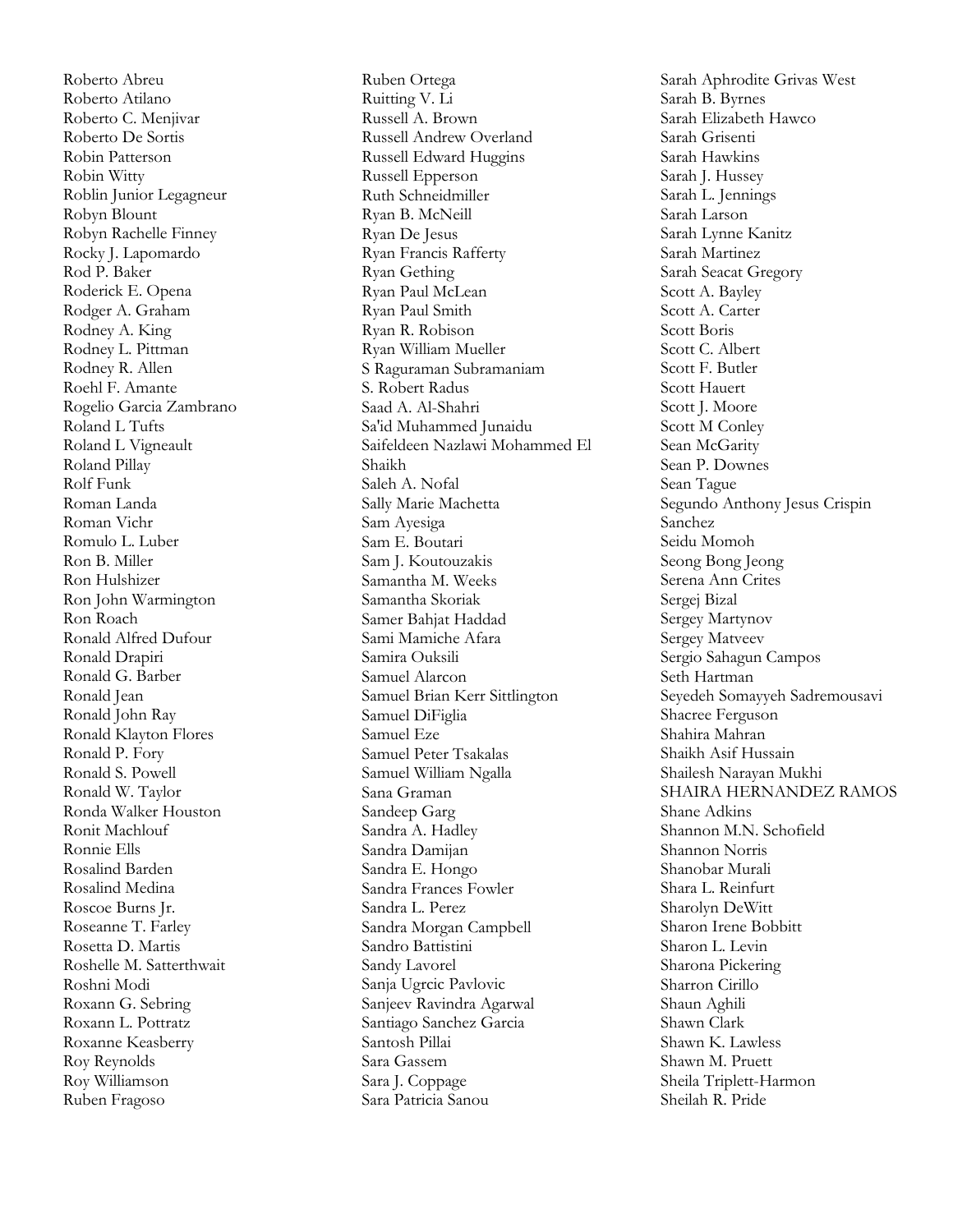Roberto Abreu
Roberto Atilano
Roberto C. Menjivar
Roberto De Sortis
Robin Patterson
Robin Witty
Roblin Junior Legagneur
Robyn Blount
Robyn Rachelle Finney
Rocky J. Lapomardo
Rod P. Baker
Roderick E. Opena
Rodger A. Graham
Rodney A. King
Rodney L. Pittman
Rodney R. Allen
Roehl F. Amante
Rogelio Garcia Zambrano
Roland L Tufts
Roland L Vigneault
Roland Pillay
Rolf Funk
Roman Landa
Roman Vichr
Romulo L. Luber
Ron B. Miller
Ron Hulshizer
Ron John Warmington
Ron Roach
Ronald Alfred Dufour
Ronald Drapiri
Ronald G. Barber
Ronald Jean
Ronald John Ray
Ronald Klayton Flores
Ronald P. Fory
Ronald S. Powell
Ronald W. Taylor
Ronda Walker Houston
Ronit Machlouf
Ronnie Ells
Rosalind Barden
Rosalind Medina
Roscoe Burns Jr.
Roseanne T. Farley
Rosetta D. Martis
Roshelle M. Satterthwait
Roshni Modi
Roxann G. Sebring
Roxann L. Pottratz
Roxanne Keasberry
Roy Reynolds
Roy Williamson
Ruben Fragoso
Ruben Ortega
Ruitting V. Li
Russell A. Brown
Russell Andrew Overland
Russell Edward Huggins
Russell Epperson
Ruth Schneidmiller
Ryan B. McNeill
Ryan De Jesus
Ryan Francis Rafferty
Ryan Gething
Ryan Paul McLean
Ryan Paul Smith
Ryan R. Robison
Ryan William Mueller
S Raguraman Subramaniam
S. Robert Radus
Saad A. Al-Shahri
Sa'id Muhammed Junaidu
Saifeldeen Nazlawi Mohammed El Shaikh
Saleh A. Nofal
Sally Marie Machetta
Sam Ayesiga
Sam E. Boutari
Sam J. Koutouzakis
Samantha M. Weeks
Samantha Skoriak
Samer Bahjat Haddad
Sami Mamiche Afara
Samira Ouksili
Samuel Alarcon
Samuel Brian Kerr Sittlington
Samuel DiFiglia
Samuel Eze
Samuel Peter Tsakalas
Samuel William Ngalla
Sana Graman
Sandeep Garg
Sandra A. Hadley
Sandra Damijan
Sandra E. Hongo
Sandra Frances Fowler
Sandra L. Perez
Sandra Morgan Campbell
Sandro Battistini
Sandy Lavorel
Sanja Ugrcic Pavlovic
Sanjeev Ravindra Agarwal
Santiago Sanchez Garcia
Santosh Pillai
Sara Gassem
Sara J. Coppage
Sara Patricia Sanou
Sarah Aphrodite Grivas West
Sarah B. Byrnes
Sarah Elizabeth Hawco
Sarah Grisenti
Sarah Hawkins
Sarah J. Hussey
Sarah L. Jennings
Sarah Larson
Sarah Lynne Kanitz
Sarah Martinez
Sarah Seacat Gregory
Scott A. Bayley
Scott A. Carter
Scott Boris
Scott C. Albert
Scott F. Butler
Scott Hauert
Scott J. Moore
Scott M Conley
Sean McGarity
Sean P. Downes
Sean Tague
Segundo Anthony Jesus Crispin Sanchez
Seidu Momoh
Seong Bong Jeong
Serena Ann Crites
Sergej Bizal
Sergey Martynov
Sergey Matveev
Sergio Sahagun Campos
Seth Hartman
Seyedeh Somayyeh Sadremousavi
Shacree Ferguson
Shahira Mahran
Shaikh Asif Hussain
Shailesh Narayan Mukhi
SHAIRA HERNANDEZ RAMOS
Shane Adkins
Shannon M.N. Schofield
Shannon Norris
Shanobar Murali
Shara L. Reinfurt
Sharolyn DeWitt
Sharon Irene Bobbitt
Sharon L. Levin
Sharona Pickering
Sharron Cirillo
Shaun Aghili
Shawn Clark
Shawn K. Lawless
Shawn M. Pruett
Sheila Triplett-Harmon
Sheilah R. Pride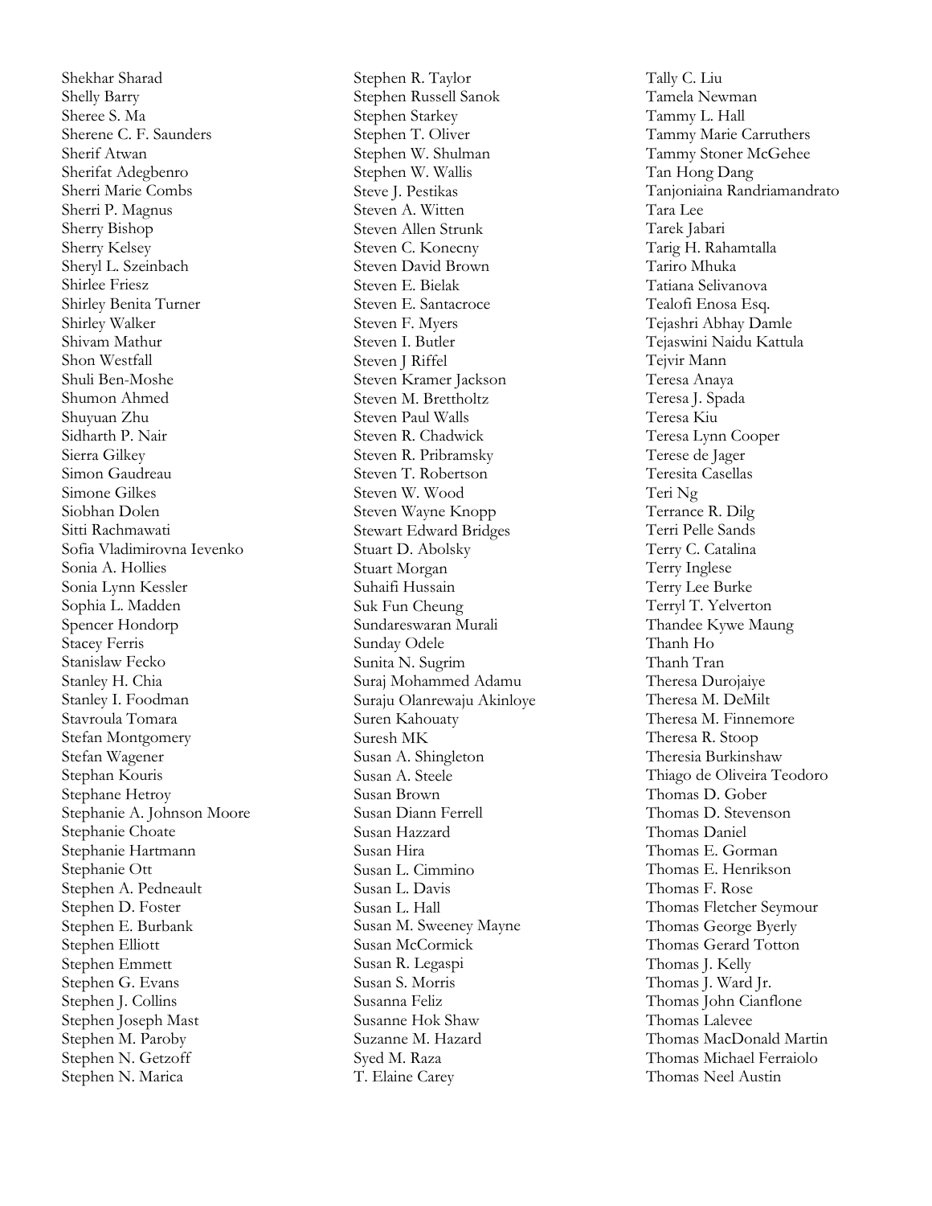Shekhar Sharad
Shelly Barry
Sheree S. Ma
Sherene C. F. Saunders
Sherif Atwan
Sherifat Adegbenro
Sherri Marie Combs
Sherri P. Magnus
Sherry Bishop
Sherry Kelsey
Sheryl L. Szeinbach
Shirlee Friesz
Shirley Benita Turner
Shirley Walker
Shivam Mathur
Shon Westfall
Shuli Ben-Moshe
Shumon Ahmed
Shuyuan Zhu
Sidharth P. Nair
Sierra Gilkey
Simon Gaudreau
Simone Gilkes
Siobhan Dolen
Sitti Rachmawati
Sofia Vladimirovna Ievenko
Sonia A. Hollies
Sonia Lynn Kessler
Sophia L. Madden
Spencer Hondorp
Stacey Ferris
Stanislaw Fecko
Stanley H. Chia
Stanley I. Foodman
Stavroula Tomara
Stefan Montgomery
Stefan Wagener
Stephan Kouris
Stephane Hetroy
Stephanie A. Johnson Moore
Stephanie Choate
Stephanie Hartmann
Stephanie Ott
Stephen A. Pedneault
Stephen D. Foster
Stephen E. Burbank
Stephen Elliott
Stephen Emmett
Stephen G. Evans
Stephen J. Collins
Stephen Joseph Mast
Stephen M. Paroby
Stephen N. Getzoff
Stephen N. Marica
Stephen R. Taylor
Stephen Russell Sanok
Stephen Starkey
Stephen T. Oliver
Stephen W. Shulman
Stephen W. Wallis
Steve J. Pestikas
Steven A. Witten
Steven Allen Strunk
Steven C. Konecny
Steven David Brown
Steven E. Bielak
Steven E. Santacroce
Steven F. Myers
Steven I. Butler
Steven J Riffel
Steven Kramer Jackson
Steven M. Brettholtz
Steven Paul Walls
Steven R. Chadwick
Steven R. Pribramsky
Steven T. Robertson
Steven W. Wood
Steven Wayne Knopp
Stewart Edward Bridges
Stuart D. Abolsky
Stuart Morgan
Suhaifi Hussain
Suk Fun Cheung
Sundareswaran Murali
Sunday Odele
Sunita N. Sugrim
Suraj Mohammed Adamu
Suraju Olanrewaju Akinloye
Suren Kahouaty
Suresh MK
Susan A. Shingleton
Susan A. Steele
Susan Brown
Susan Diann Ferrell
Susan Hazzard
Susan Hira
Susan L. Cimmino
Susan L. Davis
Susan L. Hall
Susan M. Sweeney Mayne
Susan McCormick
Susan R. Legaspi
Susan S. Morris
Susanna Feliz
Susanne Hok Shaw
Suzanne M. Hazard
Syed M. Raza
T. Elaine Carey
Tally C. Liu
Tamela Newman
Tammy L. Hall
Tammy Marie Carruthers
Tammy Stoner McGehee
Tan Hong Dang
Tanjoniaina Randriamandrato
Tara Lee
Tarek Jabari
Tarig H. Rahamtalla
Tariro Mhuka
Tatiana Selivanova
Tealofi Enosa Esq.
Tejashri Abhay Damle
Tejaswini Naidu Kattula
Tejvir Mann
Teresa Anaya
Teresa J. Spada
Teresa Kiu
Teresa Lynn Cooper
Terese de Jager
Teresita Casellas
Teri Ng
Terrance R. Dilg
Terri Pelle Sands
Terry C. Catalina
Terry Inglese
Terry Lee Burke
Terryl T. Yelverton
Thandee Kywe Maung
Thanh Ho
Thanh Tran
Theresa Durojaiye
Theresa M. DeMilt
Theresa M. Finnemore
Theresa R. Stoop
Theresia Burkinshaw
Thiago de Oliveira Teodoro
Thomas D. Gober
Thomas D. Stevenson
Thomas Daniel
Thomas E. Gorman
Thomas E. Henrikson
Thomas F. Rose
Thomas Fletcher Seymour
Thomas George Byerly
Thomas Gerard Totton
Thomas J. Kelly
Thomas J. Ward Jr.
Thomas John Cianflone
Thomas Lalevee
Thomas MacDonald Martin
Thomas Michael Ferraiolo
Thomas Neel Austin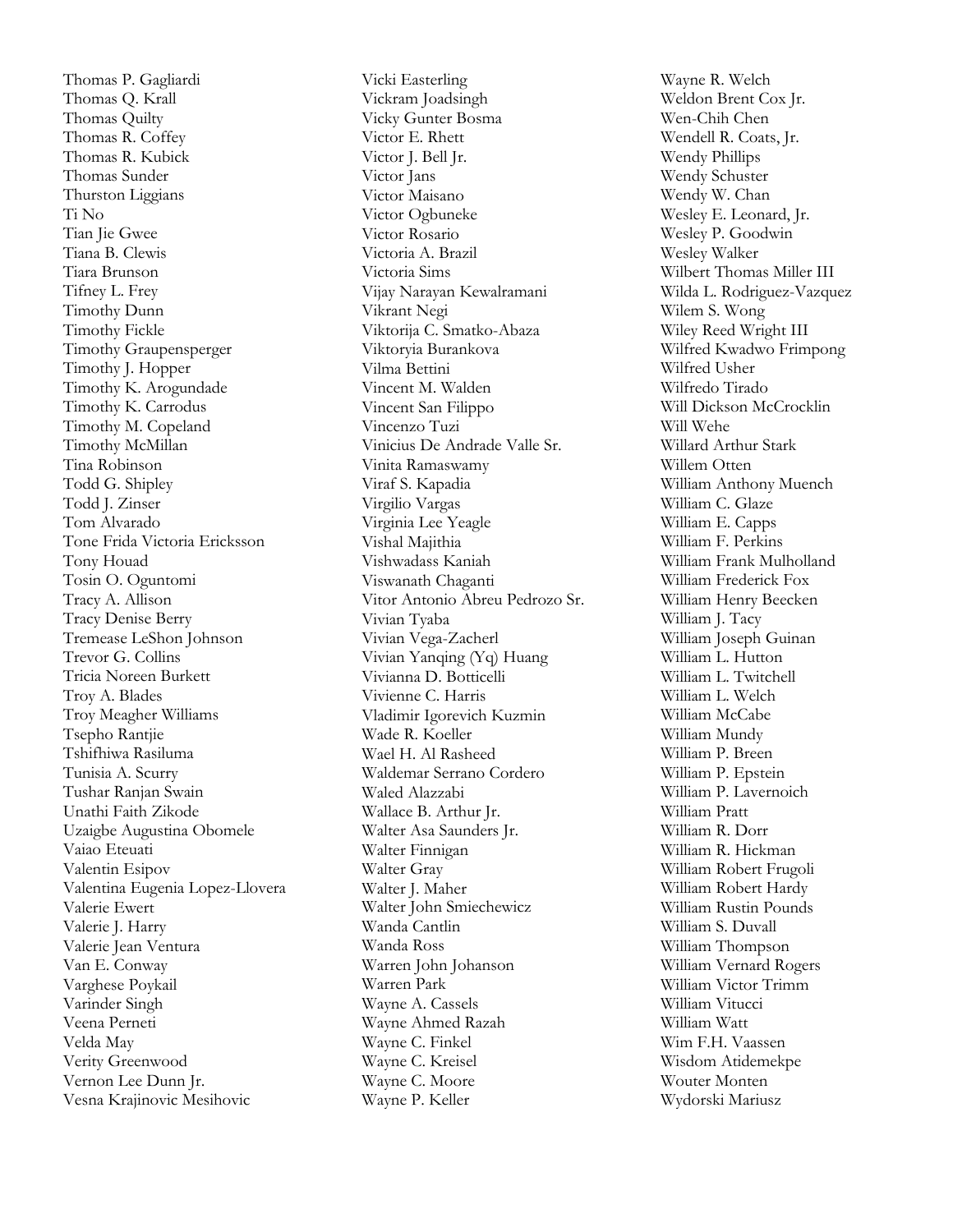Thomas P. Gagliardi
Thomas Q. Krall
Thomas Quilty
Thomas R. Coffey
Thomas R. Kubick
Thomas Sunder
Thurston Liggians
Ti No
Tian Jie Gwee
Tiana B. Clewis
Tiara Brunson
Tifney L. Frey
Timothy Dunn
Timothy Fickle
Timothy Graupensperger
Timothy J. Hopper
Timothy K. Arogundade
Timothy K. Carrodus
Timothy M. Copeland
Timothy McMillan
Tina Robinson
Todd G. Shipley
Todd J. Zinser
Tom Alvarado
Tone Frida Victoria Ericksson
Tony Houad
Tosin O. Oguntomi
Tracy A. Allison
Tracy Denise Berry
Tremease LeShon Johnson
Trevor G. Collins
Tricia Noreen Burkett
Troy A. Blades
Troy Meagher Williams
Tsepho Rantjie
Tshifhiwa Rasiluma
Tunisia A. Scurry
Tushar Ranjan Swain
Unathi Faith Zikode
Uzaigbe Augustina Obomele
Vaiao Eteuati
Valentin Esipov
Valentina Eugenia Lopez-Llovera
Valerie Ewert
Valerie J. Harry
Valerie Jean Ventura
Van E. Conway
Varghese Poykail
Varinder Singh
Veena Perneti
Velda May
Verity Greenwood
Vernon Lee Dunn Jr.
Vesna Krajinovic Mesihovic
Vicki Easterling
Vickram Joadsingh
Vicky Gunter Bosma
Victor E. Rhett
Victor J. Bell Jr.
Victor Jans
Victor Maisano
Victor Ogbuneke
Victor Rosario
Victoria A. Brazil
Victoria Sims
Vijay Narayan Kewalramani
Vikrant Negi
Viktorija C. Smatko-Abaza
Viktoryia Burankova
Vilma Bettini
Vincent M. Walden
Vincent San Filippo
Vincenzo Tuzi
Vinicius De Andrade Valle Sr.
Vinita Ramaswamy
Viraf S. Kapadia
Virgilio Vargas
Virginia Lee Yeagle
Vishal Majithia
Vishwadass Kaniah
Viswanath Chaganti
Vitor Antonio Abreu Pedrozo Sr.
Vivian Tyaba
Vivian Vega-Zacherl
Vivian Yanqing (Yq) Huang
Vivianna D. Botticelli
Vivienne C. Harris
Vladimir Igorevich Kuzmin
Wade R. Koeller
Wael H. Al Rasheed
Waldemar Serrano Cordero
Waled Alazzabi
Wallace B. Arthur Jr.
Walter Asa Saunders Jr.
Walter Finnigan
Walter Gray
Walter J. Maher
Walter John Smiechewicz
Wanda Cantlin
Wanda Ross
Warren John Johanson
Warren Park
Wayne A. Cassels
Wayne Ahmed Razah
Wayne C. Finkel
Wayne C. Kreisel
Wayne C. Moore
Wayne P. Keller
Wayne R. Welch
Weldon Brent Cox Jr.
Wen-Chih Chen
Wendell R. Coats, Jr.
Wendy Phillips
Wendy Schuster
Wendy W. Chan
Wesley E. Leonard, Jr.
Wesley P. Goodwin
Wesley Walker
Wilbert Thomas Miller III
Wilda L. Rodriguez-Vazquez
Wilem S. Wong
Wiley Reed Wright III
Wilfred Kwadwo Frimpong
Wilfred Usher
Wilfredo Tirado
Will Dickson McCrocklin
Will Wehe
Willard Arthur Stark
Willem Otten
William Anthony Muench
William C. Glaze
William E. Capps
William F. Perkins
William Frank Mulholland
William Frederick Fox
William Henry Beecken
William J. Tacy
William Joseph Guinan
William L. Hutton
William L. Twitchell
William L. Welch
William McCabe
William Mundy
William P. Breen
William P. Epstein
William P. Lavernoich
William Pratt
William R. Dorr
William R. Hickman
William Robert Frugoli
William Robert Hardy
William Rustin Pounds
William S. Duvall
William Thompson
William Vernard Rogers
William Victor Trimm
William Vitucci
William Watt
Wim F.H. Vaassen
Wisdom Atidemekpe
Wouter Monten
Wydorski Mariusz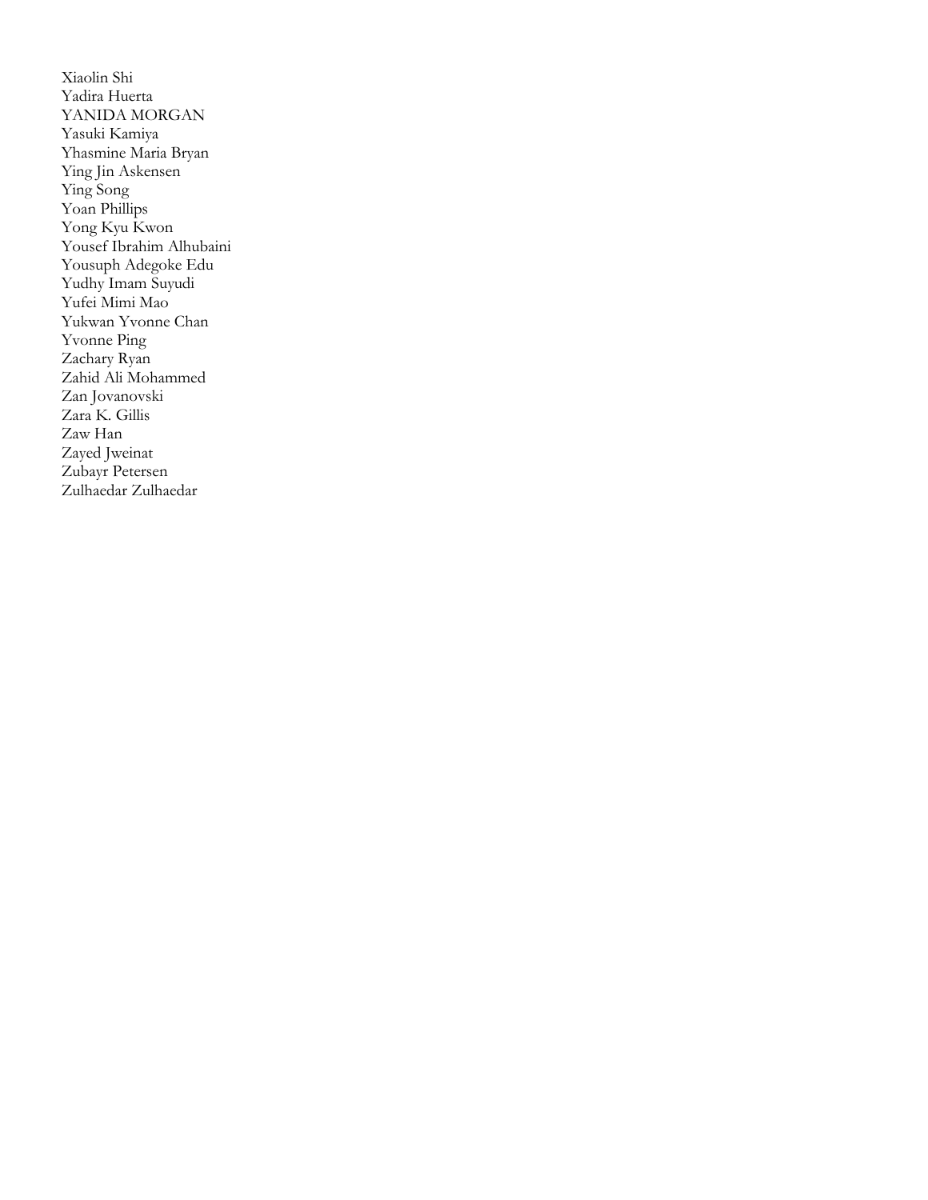Xiaolin Shi
Yadira Huerta
YANIDA MORGAN
Yasuki Kamiya
Yhasmine Maria Bryan
Ying Jin Askensen
Ying Song
Yoan Phillips
Yong Kyu Kwon
Yousef Ibrahim Alhubaini
Yousuph Adegoke Edu
Yudhy Imam Suyudi
Yufei Mimi Mao
Yukwan Yvonne Chan
Yvonne Ping
Zachary Ryan
Zahid Ali Mohammed
Zan Jovanovski
Zara K. Gillis
Zaw Han
Zayed Jweinat
Zubayr Petersen
Zulhaedar Zulhaedar